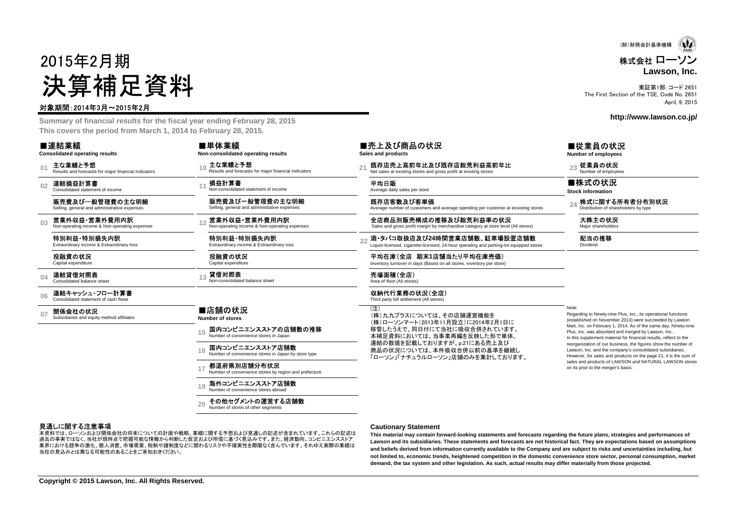(財)財務会計基準機構

株式会社 ローソン
**Lawson, Inc.**

東証第1部:コード 2651
The First Section of the TSE, Code No. 2651
April, 9, 2015

**http://www.lawson.co.jp/**

# 2015年2月期
# 決算補足資料

対象期間:2014年3月～2015年2月

**Summary of financial results for the fiscal year ending February 28, 2015**
**This covers the period from March 1, 2014 to February 28, 2015.**

## ■連結業績
**Consolidated operating results**

- 01 **主な業績と予想** Results and forecasts for major financial indicators
- 02 **連結損益計算書** Consolidated statement of income
  - **販売費及び一般管理費の主な明細** Selling, general and administrative expenses
- 03 **営業外収益・営業外費用内訳** Non-operating income & Non-operating expenses
  - **特別利益・特別損失内訳** Extraordinary income & Extraordinary loss
  - **投融資の状況** Capital expenditure
- 04 **連結貸借対照表** Consolidated balance sheet
- 06 **連結キャッシュ・フロー計算書** Consolidated statement of cash flows
- 07 **関係会社の状況** Subsidiaries and equity method affiliates

## ■単体業績
**Non-consolidated operating results**

- 10 **主な業績と予想** Results and forecasts for major financial indicators
- 11 **損益計算書** Non-consolidated statement of income
  - **販売費及び一般管理費の主な明細** Selling, general and administrative expenses
- 12 **営業外収益・営業外費用内訳** Non-operating income & Non-operating expenses
  - **特別利益・特別損失内訳** Extraordinary income & Extraordinary loss
  - **投融資の状況** Capital expenditure
- 13 **貸借対照表** Non-consolidated balance sheet

## ■店舗の状況
**Number of stores**

- 15 **国内コンビニエンスストアの店舗数の推移** Number of convenience stores in Japan
- 16 **国内コンビニエンスストア店舗数** Number of convenience stores in Japan by store type
- 17 **都道府県別店舗分布状況** Number of convenience stores by region and prefecture
- 19 **海外コンビニエンスストア店舗数** Number of convenience stores abroad
- 20 **その他セグメントの運営する店舗数** Number of stores of other segments

## ■売上及び商品の状況
**Sales and products**

- 21 **既存店売上高前年比及び既存店総荒利益高前年比** Net sales at existing stores and gross profit at existing stores
  - **平均日販** Average daily sales per store
  - **既存店客数及び客単価** Average number of customers and average spending per customer at exsisting stores
  - **全店商品別販売構成の推移及び総荒利益率の状況** Sales and gross profit margin by merchandise category at store level (All stores)
- 22 **酒・タバコ取扱店及び24時間営業店舗数、駐車場設置店舗数** Liquor-licensed, cigarette-licensed, 24-hour operating and parking-lot equipped stores
  - **平均在庫(全店 期末1店舗当たり平均在庫売価)** Inventory turnover in days (Based on all stores, inventory per store)
  - **売場面積(全店)** Area of floor (All stores)
  - **収納代行業務の状況(全店)** Third party bill settlement (All stores)

(注)
(株)九九プラスについては、その店舗運営機能を(株)ローソンマート(2013年11月設立)に2014年2月1日に移管したうえで、同日付にて当社に吸収合併されています。本補足資料においては、当事業再編を反映した形で単体、連結の数値を記載しておりますが、p.21にある売上及び商品の状況については、本件吸収合併以前の基準を継続し「ローソン」「ナチュラルローソン」店舗のみを集計しております。

## ■従業員の状況
**Number of employees**

- 23 **従業員の状況** Number of employees

## ■株式の状況
**Stock information**

- 24 **株式に関する所有者分布別状況** Distribution of shareholders by type
  - **大株主の状況** Major shareholders
  - **配当の推移** Dividend

Note:
Regarding to Ninety-nine Plus, Inc., its operational functions (established on November 2013) were succeeded by Lawson Mart, Inc. on February 1, 2014. As of the same day, Ninety-nine Plus, Inc. was absorbed and merged by Lawson, Inc.. In this supplement material for financial results, reflect to the reorganization of our business, the figures show the number of Lawson, Inc. and the company's consolidated subsidiaries. However, for sales and products on the page 21, it is the sum of sales and products of LAWSON and NATURAL LAWSON stores on its prior to the merger's basis.

### 見通しに関する注意事項

本資料では、ローソンおよび関係会社の将来についての計画や戦略、業績に関する予想および見通しの記述が含まれています。これらの記述は過去の事実ではなく、当社が現時点で把握可能な情報から判断した仮定および所信に基づく見込みです。また、経済動向、コンビニエンスストア業界における競争の激化、個人消費、市場需要、税制や諸制度などに関わるリスクや不確実性を際限なく含んでいます。それゆえ実際の業績は当社の見込みとは異なる可能性のあることをご承知おきください。

### Cautionary Statement

**This material may contain forward-looking statements and forecasts regarding the future plans, strategies and performances of Lawson and its subsidiaries. These statements and forecasts are not historical fact. They are expectations based on assumptions and beliefs derived from information currently available to the Company and are subject to risks and uncertainties including, but not limited to, economic trends, heightened competition in the domestic convenience store sector, personal consumption, market demand, the tax system and other legislation. As such, actual results may differ materially from those projected.**

**Copyright © 2015 Lawson, Inc. All Rights Reserved.**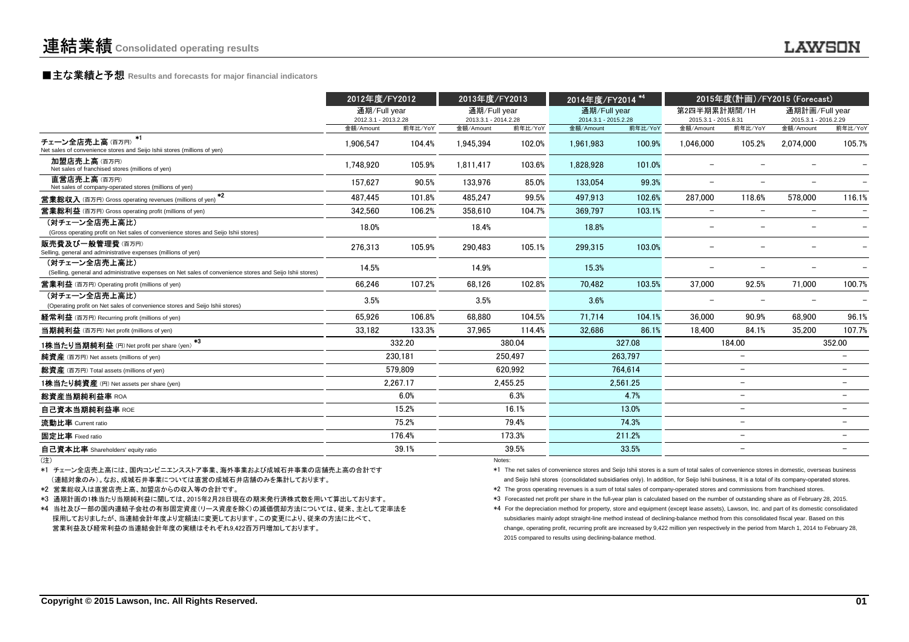# 連結業績 Consolidated operating results

### ■主な業績と予想 Results and forecasts for major financial indicators

| | 2012年度/FY2012 | | 2013年度/FY2013 | | 2014年度/FY2014 *4 | | 2015年度(計画)/FY2015 (Forecast) | | | |
|---|---|---|---|---|---|---|---|---|---|---|
| | 通期/Full year 2012.3.1 - 2013.2.28 | | 通期/Full year 2013.3.1 - 2014.2.28 | | 通期/Full year 2014.3.1 - 2015.2.28 | | 第2四半期累計期間/1H 2015.3.1 - 2015.8.31 | | 通期計画/Full year 2015.3.1 - 2016.2.29 | |
| | 金額/Amount | 前年比/YoY | 金額/Amount | 前年比/YoY | 金額/Amount | 前年比/YoY | 金額/Amount | 前年比/YoY | 金額/Amount | 前年比/YoY |
| チェーン全店売上高（百万円）*1 Net sales of convenience stores and Seijo Ishii stores (millions of yen) | 1,906,547 | 104.4% | 1,945,394 | 102.0% | 1,961,983 | 100.9% | 1,046,000 | 105.2% | 2,074,000 | 105.7% |
| 加盟店売上高（百万円） Net sales of franchised stores (millions of yen) | 1,748,920 | 105.9% | 1,811,417 | 103.6% | 1,828,928 | 101.0% | − | − | − | − |
| 直営店売上高（百万円） Net sales of company-operated stores (millions of yen) | 157,627 | 90.5% | 133,976 | 85.0% | 133,054 | 99.3% | − | − | − | − |
| 営業総収入（百万円）Gross operating revenues (millions of yen) *2 | 487,445 | 101.8% | 485,247 | 99.5% | 497,913 | 102.6% | 287,000 | 118.6% | 578,000 | 116.1% |
| 営業総利益（百万円）Gross operating profit (millions of yen) | 342,560 | 106.2% | 358,610 | 104.7% | 369,797 | 103.1% | − | − | − | − |
| （対チェーン全店売上高比） (Gross operating profit on Net sales of convenience stores and Seijo Ishii stores) | 18.0% | | 18.4% | | 18.8% | | − | − | − | − |
| 販売費及び一般管理費（百万円） Selling, general and administrative expenses (millions of yen) | 276,313 | 105.9% | 290,483 | 105.1% | 299,315 | 103.0% | − | − | − | − |
| （対チェーン全店売上高比） (Selling, general and administrative expenses on Net sales of convenience stores and Seijo Ishii stores) | 14.5% | | 14.9% | | 15.3% | | − | − | − | − |
| 営業利益（百万円）Operating profit (millions of yen) | 66,246 | 107.2% | 68,126 | 102.8% | 70,482 | 103.5% | 37,000 | 92.5% | 71,000 | 100.7% |
| （対チェーン全店売上高比） (Operating profit on Net sales of convenience stores and Seijo Ishii stores) | 3.5% | | 3.5% | | 3.6% | | − | − | − | − |
| 経常利益（百万円）Recurring profit (millions of yen) | 65,926 | 106.8% | 68,880 | 104.5% | 71,714 | 104.1% | 36,000 | 90.9% | 68,900 | 96.1% |
| 当期純利益（百万円）Net profit (millions of yen) | 33,182 | 133.3% | 37,965 | 114.4% | 32,686 | 86.1% | 18,400 | 84.1% | 35,200 | 107.7% |
| 1株当たり当期純利益（円）Net profit per share (yen) *3 | 332.20 | | 380.04 | | 327.08 | | 184.00 | | 352.00 | |
| 純資産（百万円）Net assets (millions of yen) | 230,181 | | 250,497 | | 263,797 | | − | | − | |
| 総資産（百万円）Total assets (millions of yen) | 579,809 | | 620,992 | | 764,614 | | − | | − | |
| 1株当たり純資産（円）Net assets per share (yen) | 2,267.17 | | 2,455.25 | | 2,561.25 | | − | | − | |
| 総資産当期純利益率 ROA | 6.0% | | 6.3% | | 4.7% | | − | | − | |
| 自己資本当期純利益率 ROE | 15.2% | | 16.1% | | 13.0% | | − | | − | |
| 流動比率 Current ratio | 75.2% | | 79.4% | | 74.3% | | − | | − | |
| 固定比率 Fixed ratio | 176.4% | | 173.3% | | 211.2% | | − | | − | |
| 自己資本比率 Shareholders' equity ratio | 39.1% | | 39.5% | | 33.5% | | − | | − | |

（注）

*1 チェーン全店売上高には、国内コンビニエンスストア事業、海外事業および成城石井事業の店舗売上高の合計です（連結対象のみ）。なお、成城石井事業については直営の成城石井店舗のみを集計しております。

*2 営業総収入は直営店売上高、加盟店からの収入等の合計です。

*3 通期計画の1株当たり当期純利益に関しては、2015年2月28日現在の期末発行済株式数を用いて算出しております。

*4 当社及び一部の国内連結子会社の有形固定資産（リース資産を除く）の減価償却方法については、従来、主として定率法を採用しておりましたが、当連結会計年度より定額法に変更しております。この変更により、従来の方法に比べて、営業利益及び経常利益の当連結会計年度の実績はそれぞれ9,422百万円増加しております。

Notes:

*1 The net sales of convenience stores and Seijo Ishii stores is a sum of total sales of convenience stores in domestic, overseas business and Seijo Ishii stores (consolidated subsidiaries only). In addition, for Seijo Ishii business, It is a total of its company-operated stores.

*2 The gross operating revenues is a sum of total sales of company-operated stores and commissions from franchised stores.

*3 Forecasted net profit per share in the full-year plan is calculated based on the number of outstanding share as of February 28, 2015.

*4 For the depreciation method for property, store and equipment (except lease assets), Lawson, Inc. and part of its domestic consolidated subsidiaries mainly adopt straight-line method instead of declining-balance method from this consolidated fiscal year. Based on this change, operating profit, recurring profit are increased by 9,422 million yen respectively in the period from March 1, 2014 to February 28, 2015 compared to results using declining-balance method.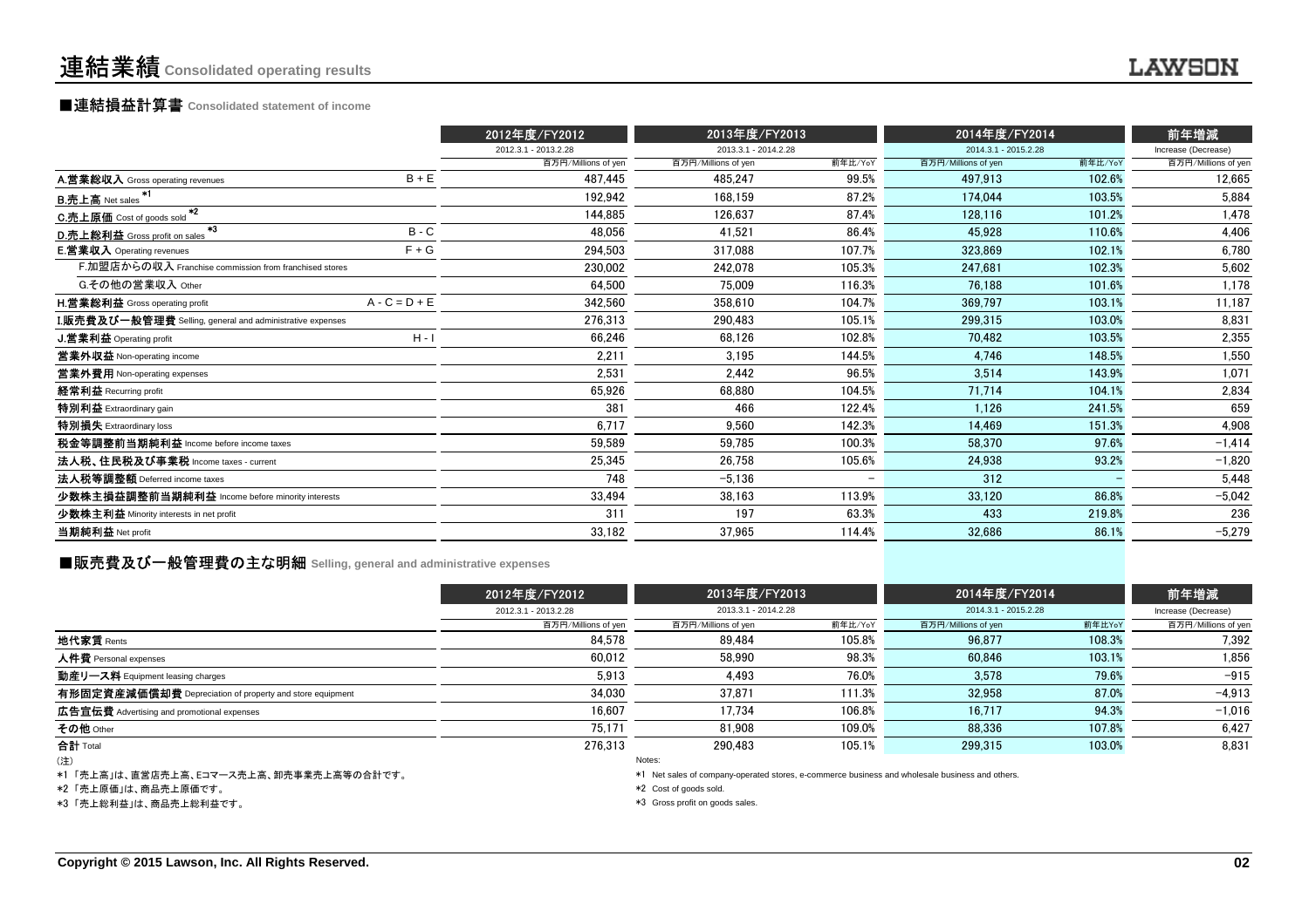# 連結業績 Consolidated operating results

## ■連結損益計算書 Consolidated statement of income

| | | 2012年度/FY2012 | 2013年度/FY2013 | | 2014年度/FY2014 | | 前年増減 |
|---|---|---|---|---|---|---|---|
| | | 2012.3.1 - 2013.2.28 | 2013.3.1 - 2014.2.28 | | 2014.3.1 - 2015.2.28 | | Increase (Decrease) |
| | | 百万円/Millions of yen | 百万円/Millions of yen | 前年比/YoY | 百万円/Millions of yen | 前年比/YoY | 百万円/Millions of yen |
| A.営業総収入 Gross operating revenues | B + E | 487,445 | 485,247 | 99.5% | 497,913 | 102.6% | 12,665 |
| B.売上高 Net sales *1 | | 192,942 | 168,159 | 87.2% | 174,044 | 103.5% | 5,884 |
| C.売上原価 Cost of goods sold *2 | | 144,885 | 126,637 | 87.4% | 128,116 | 101.2% | 1,478 |
| D.売上総利益 Gross profit on sales *3 | B - C | 48,056 | 41,521 | 86.4% | 45,928 | 110.6% | 4,406 |
| E.営業収入 Operating revenues | F + G | 294,503 | 317,088 | 107.7% | 323,869 | 102.1% | 6,780 |
| F.加盟店からの収入 Franchise commission from franchised stores | | 230,002 | 242,078 | 105.3% | 247,681 | 102.3% | 5,602 |
| G.その他の営業収入 Other | | 64,500 | 75,009 | 116.3% | 76,188 | 101.6% | 1,178 |
| H.営業総利益 Gross operating profit | A - C = D + E | 342,560 | 358,610 | 104.7% | 369,797 | 103.1% | 11,187 |
| I.販売費及び一般管理費 Selling, general and administrative expenses | | 276,313 | 290,483 | 105.1% | 299,315 | 103.0% | 8,831 |
| J.営業利益 Operating profit | H - I | 66,246 | 68,126 | 102.8% | 70,482 | 103.5% | 2,355 |
| 営業外収益 Non-operating income | | 2,211 | 3,195 | 144.5% | 4,746 | 148.5% | 1,550 |
| 営業外費用 Non-operating expenses | | 2,531 | 2,442 | 96.5% | 3,514 | 143.9% | 1,071 |
| 経常利益 Recurring profit | | 65,926 | 68,880 | 104.5% | 71,714 | 104.1% | 2,834 |
| 特別利益 Extraordinary gain | | 381 | 466 | 122.4% | 1,126 | 241.5% | 659 |
| 特別損失 Extraordinary loss | | 6,717 | 9,560 | 142.3% | 14,469 | 151.3% | 4,908 |
| 税金等調整前当期純利益 Income before income taxes | | 59,589 | 59,785 | 100.3% | 58,370 | 97.6% | −1,414 |
| 法人税、住民税及び事業税 Income taxes - current | | 25,345 | 26,758 | 105.6% | 24,938 | 93.2% | −1,820 |
| 法人税等調整額 Deferred income taxes | | 748 | −5,136 | − | 312 | − | 5,448 |
| 少数株主損益調整前当期純利益 Income before minority interests | | 33,494 | 38,163 | 113.9% | 33,120 | 86.8% | −5,042 |
| 少数株主利益 Minority interests in net profit | | 311 | 197 | 63.3% | 433 | 219.8% | 236 |
| 当期純利益 Net profit | | 33,182 | 37,965 | 114.4% | 32,686 | 86.1% | −5,279 |

## ■販売費及び一般管理費の主な明細 Selling, general and administrative expenses

| | 2012年度/FY2012 | 2013年度/FY2013 | | 2014年度/FY2014 | | 前年増減 |
|---|---|---|---|---|---|---|
| | 2012.3.1 - 2013.2.28 | 2013.3.1 - 2014.2.28 | | 2014.3.1 - 2015.2.28 | | Increase (Decrease) |
| | 百万円/Millions of yen | 百万円/Millions of yen | 前年比/YoY | 百万円/Millions of yen | 前年比YoY | 百万円/Millions of yen |
| 地代家賃 Rents | 84,578 | 89,484 | 105.8% | 96,877 | 108.3% | 7,392 |
| 人件費 Personal expenses | 60,012 | 58,990 | 98.3% | 60,846 | 103.1% | 1,856 |
| 動産リース料 Equipment leasing charges | 5,913 | 4,493 | 76.0% | 3,578 | 79.6% | −915 |
| 有形固定資産減価償却費 Depreciation of property and store equipment | 34,030 | 37,871 | 111.3% | 32,958 | 87.0% | −4,913 |
| 広告宣伝費 Advertising and promotional expenses | 16,607 | 17,734 | 106.8% | 16,717 | 94.3% | −1,016 |
| その他 Other | 75,171 | 81,908 | 109.0% | 88,336 | 107.8% | 6,427 |
| 合計 Total | 276,313 | 290,483 | 105.1% | 299,315 | 103.0% | 8,831 |

（注）

*1 「売上高」は、直営店売上高、Eコマース売上高、卸売事業売上高等の合計です。

*2 「売上原価」は、商品売上原価です。

*3 「売上総利益」は、商品売上総利益です。

Notes:

*1 Net sales of company-operated stores, e-commerce business and wholesale business and others.

*2 Cost of goods sold.

*3 Gross profit on goods sales.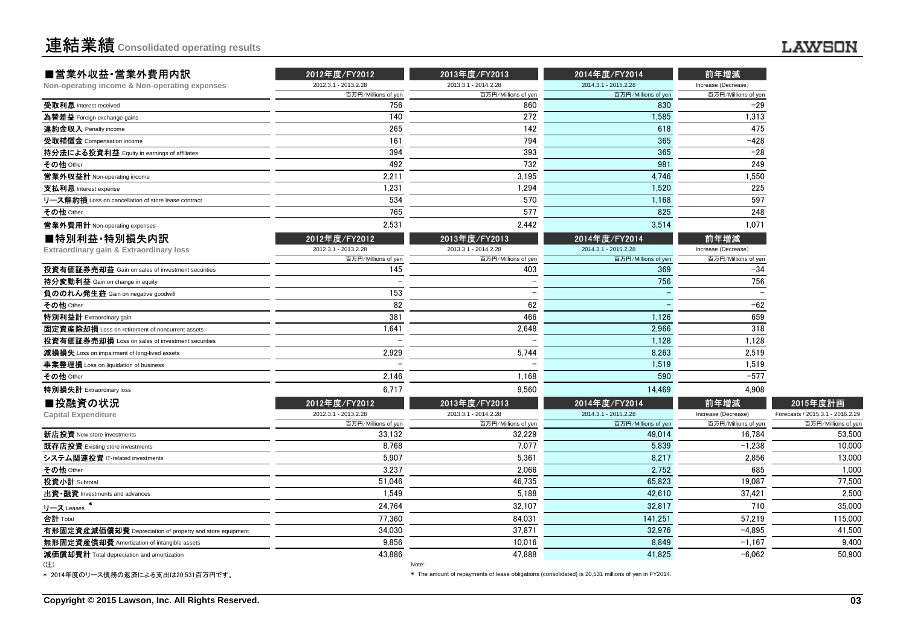# 連結業績 Consolidated operating results

## ■営業外収益・営業外費用内訳 Non-operating income & Non-operating expenses

| | 2012年度/FY2012<br>2012.3.1 - 2013.2.28<br>百万円/Millions of yen | 2013年度/FY2013<br>2013.3.1 - 2014.2.28<br>百万円/Millions of yen | 2014年度/FY2014<br>2014.3.1 - 2015.2.28<br>百万円/Millions of yen | 前年増減<br>Increase (Decrease)<br>百万円/Millions of yen |
|---|---|---|---|---|
| 受取利息 Interest received | 756 | 860 | 830 | −29 |
| 為替差益 Foreign exchange gains | 140 | 272 | 1,585 | 1,313 |
| 違約金収入 Penalty income | 265 | 142 | 618 | 475 |
| 受取補償金 Compensation income | 161 | 794 | 365 | −428 |
| 持分法による投資利益 Equity in earnings of affiliates | 394 | 393 | 365 | −28 |
| その他 Other | 492 | 732 | 981 | 249 |
| 営業外収益計 Non-operating income | 2,211 | 3,195 | 4,746 | 1,550 |
| 支払利息 Interest expense | 1,231 | 1,294 | 1,520 | 225 |
| リース解約損 Loss on cancellation of store lease contract | 534 | 570 | 1,168 | 597 |
| その他 Other | 765 | 577 | 825 | 248 |
| 営業外費用計 Non-operating expenses | 2,531 | 2,442 | 3,514 | 1,071 |

## ■特別利益・特別損失内訳 Extraordinary gain & Extraordinary loss

| | 2012年度/FY2012<br>2012.3.1 - 2013.2.28<br>百万円/Millions of yen | 2013年度/FY2013<br>2013.3.1 - 2014.2.28<br>百万円/Millions of yen | 2014年度/FY2014<br>2014.3.1 - 2015.2.28<br>百万円/Millions of yen | 前年増減<br>Increase (Decrease)<br>百万円/Millions of yen |
|---|---|---|---|---|
| 投資有価証券売却益 Gain on sales of investment securities | 145 | 403 | 369 | −34 |
| 持分変動利益 Gain on change in equity | − | − | 756 | 756 |
| 負ののれん発生益 Gain on negative goodwill | 153 | − | − | − |
| その他 Other | 82 | 62 | − | −62 |
| 特別利益計 Extraordinary gain | 381 | 466 | 1,126 | 659 |
| 固定資産除却損 Loss on retirement of noncurrent assets | 1,641 | 2,648 | 2,966 | 318 |
| 投資有価証券売却損 Loss on sales of investment securities | − | − | 1,128 | 1,128 |
| 減損損失 Loss on impairment of long-lived assets | 2,929 | 5,744 | 8,263 | 2,519 |
| 事業整理損 Loss on liquidation of business | − | − | 1,519 | 1,519 |
| その他 Other | 2,146 | 1,168 | 590 | −577 |
| 特別損失計 Extraordinary loss | 6,717 | 9,560 | 14,469 | 4,908 |

## ■投融資の状況 Capital Expenditure

| | 2012年度/FY2012<br>2012.3.1 - 2013.2.28<br>百万円/Millions of yen | 2013年度/FY2013<br>2013.3.1 - 2014.2.28<br>百万円/Millions of yen | 2014年度/FY2014<br>2014.3.1 - 2015.2.28<br>百万円/Millions of yen | 前年増減<br>Increase (Decrease)<br>百万円/Millions of yen | 2015年度計画<br>Forecasts / 2015.3.1 - 2016.2.29<br>百万円/Millions of yen |
|---|---|---|---|---|---|
| 新店投資 New store investments | 33,132 | 32,229 | 49,014 | 16,784 | 53,500 |
| 既存店投資 Existing store investments | 8,768 | 7,077 | 5,839 | −1,238 | 10,000 |
| システム関連投資 IT-related investments | 5,907 | 5,361 | 8,217 | 2,856 | 13,000 |
| その他 Other | 3,237 | 2,066 | 2,752 | 685 | 1,000 |
| 投資小計 Subtotal | 51,046 | 46,735 | 65,823 | 19,087 | 77,500 |
| 出資・融資 Investments and advances | 1,549 | 5,188 | 42,610 | 37,421 | 2,500 |
| リース Leases * | 24,764 | 32,107 | 32,817 | 710 | 35,000 |
| 合計 Total | 77,360 | 84,031 | 141,251 | 57,219 | 115,000 |
| 有形固定資産減価償却費 Depreciation of property and store equipment | 34,030 | 37,871 | 32,976 | −4,895 | 41,500 |
| 無形固定資産償却費 Amortization of intangible assets | 9,856 | 10,016 | 8,849 | −1,167 | 9,400 |
| 減価償却費計 Total depreciation and amortization | 43,886 | 47,888 | 41,825 | −6,062 | 50,900 |

(注)
* 2014年度のリース債務の返済による支出は20,531百万円です。

Note:
* The amount of repayments of lease obligations (consolidated) is 20,531 millions of yen in FY2014.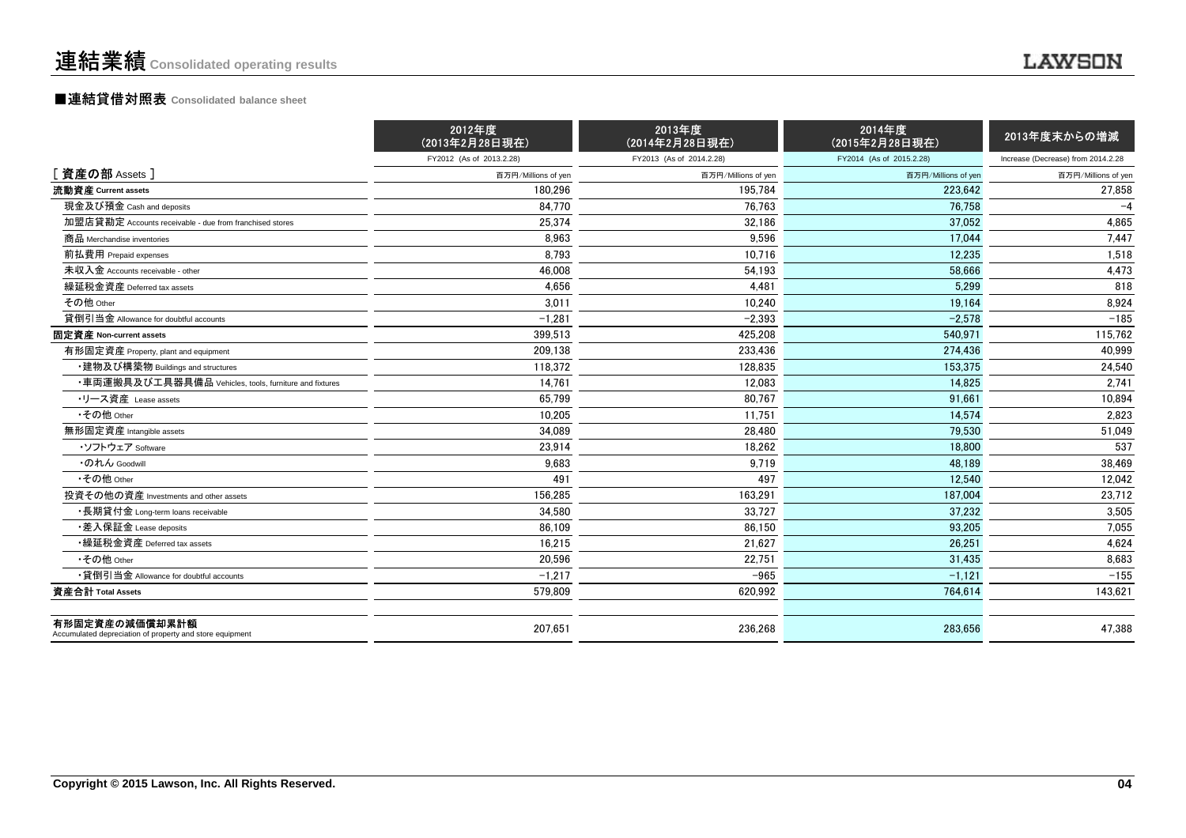# 連結業績 Consolidated operating results

## ■連結貸借対照表 Consolidated balance sheet

| | 2012年度（2013年2月28日現在） FY2012 (As of 2013.2.28) | 2013年度（2014年2月28日現在） FY2013 (As of 2014.2.28) | 2014年度（2015年2月28日現在） FY2014 (As of 2015.2.28) | 2013年度末からの増減 Increase (Decrease) from 2014.2.28 |
|---|---|---|---|---|
| [ 資産の部 Assets ] | 百万円/Millions of yen | 百万円/Millions of yen | 百万円/Millions of yen | 百万円/Millions of yen |
| **流動資産 Current assets** | 180,296 | 195,784 | 223,642 | 27,858 |
| 現金及び預金 Cash and deposits | 84,770 | 76,763 | 76,758 | −4 |
| 加盟店貸勘定 Accounts receivable - due from franchised stores | 25,374 | 32,186 | 37,052 | 4,865 |
| 商品 Merchandise inventories | 8,963 | 9,596 | 17,044 | 7,447 |
| 前払費用 Prepaid expenses | 8,793 | 10,716 | 12,235 | 1,518 |
| 未収入金 Accounts receivable - other | 46,008 | 54,193 | 58,666 | 4,473 |
| 繰延税金資産 Deferred tax assets | 4,656 | 4,481 | 5,299 | 818 |
| その他 Other | 3,011 | 10,240 | 19,164 | 8,924 |
| 貸倒引当金 Allowance for doubtful accounts | −1,281 | −2,393 | −2,578 | −185 |
| **固定資産 Non-current assets** | 399,513 | 425,208 | 540,971 | 115,762 |
| 有形固定資産 Property, plant and equipment | 209,138 | 233,436 | 274,436 | 40,999 |
| ・建物及び構築物 Buildings and structures | 118,372 | 128,835 | 153,375 | 24,540 |
| ・車両運搬具及び工具器具備品 Vehicles, tools, furniture and fixtures | 14,761 | 12,083 | 14,825 | 2,741 |
| ・リース資産 Lease assets | 65,799 | 80,767 | 91,661 | 10,894 |
| ・その他 Other | 10,205 | 11,751 | 14,574 | 2,823 |
| 無形固定資産 Intangible assets | 34,089 | 28,480 | 79,530 | 51,049 |
| ・ソフトウェア Software | 23,914 | 18,262 | 18,800 | 537 |
| ・のれん Goodwill | 9,683 | 9,719 | 48,189 | 38,469 |
| ・その他 Other | 491 | 497 | 12,540 | 12,042 |
| 投資その他の資産 Investments and other assets | 156,285 | 163,291 | 187,004 | 23,712 |
| ・長期貸付金 Long-term loans receivable | 34,580 | 33,727 | 37,232 | 3,505 |
| ・差入保証金 Lease deposits | 86,109 | 86,150 | 93,205 | 7,055 |
| ・繰延税金資産 Deferred tax assets | 16,215 | 21,627 | 26,251 | 4,624 |
| ・その他 Other | 20,596 | 22,751 | 31,435 | 8,683 |
| ・貸倒引当金 Allowance for doubtful accounts | −1,217 | −965 | −1,121 | −155 |
| **資産合計 Total Assets** | 579,809 | 620,992 | 764,614 | 143,621 |
| **有形固定資産の減価償却累計額** Accumulated depreciation of property and store equipment | 207,651 | 236,268 | 283,656 | 47,388 |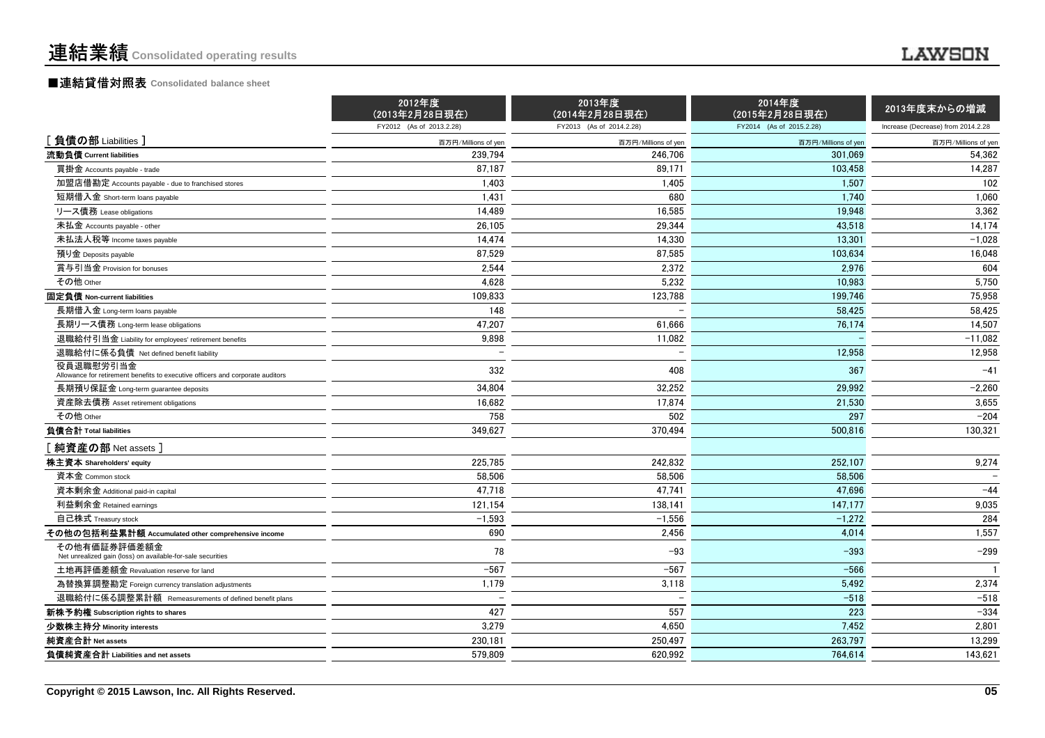# 連結業績 Consolidated operating results

## ■連結貸借対照表 Consolidated balance sheet

| | 2012年度（2013年2月28日現在） FY2012 (As of 2013.2.28) | 2013年度（2014年2月28日現在） FY2013 (As of 2014.2.28) | 2014年度（2015年2月28日現在） FY2014 (As of 2015.2.28) | 2013年度末からの増減 Increase (Decrease) from 2014.2.28 |
|---|---|---|---|---|
| **[ 負債の部 Liabilities ]** | 百万円/Millions of yen | 百万円/Millions of yen | 百万円/Millions of yen | 百万円/Millions of yen |
| **流動負債 Current liabilities** | 239,794 | 246,706 | 301,069 | 54,362 |
| 買掛金 Accounts payable - trade | 87,187 | 89,171 | 103,458 | 14,287 |
| 加盟店借勘定 Accounts payable - due to franchised stores | 1,403 | 1,405 | 1,507 | 102 |
| 短期借入金 Short-term loans payable | 1,431 | 680 | 1,740 | 1,060 |
| リース債務 Lease obligations | 14,489 | 16,585 | 19,948 | 3,362 |
| 未払金 Accounts payable - other | 26,105 | 29,344 | 43,518 | 14,174 |
| 未払法人税等 Income taxes payable | 14,474 | 14,330 | 13,301 | −1,028 |
| 預り金 Deposits payable | 87,529 | 87,585 | 103,634 | 16,048 |
| 賞与引当金 Provision for bonuses | 2,544 | 2,372 | 2,976 | 604 |
| その他 Other | 4,628 | 5,232 | 10,983 | 5,750 |
| **固定負債 Non-current liabilities** | 109,833 | 123,788 | 199,746 | 75,958 |
| 長期借入金 Long-term loans payable | 148 | − | 58,425 | 58,425 |
| 長期リース債務 Long-term lease obligations | 47,207 | 61,666 | 76,174 | 14,507 |
| 退職給付引当金 Liability for employees' retirement benefits | 9,898 | 11,082 | − | −11,082 |
| 退職給付に係る負債 Net defined benefit liability | − | − | 12,958 | 12,958 |
| 役員退職慰労引当金 Allowance for retirement benefits to executive officers and corporate auditors | 332 | 408 | 367 | −41 |
| 長期預り保証金 Long-term guarantee deposits | 34,804 | 32,252 | 29,992 | −2,260 |
| 資産除去債務 Asset retirement obligations | 16,682 | 17,874 | 21,530 | 3,655 |
| その他 Other | 758 | 502 | 297 | −204 |
| **負債合計 Total liabilities** | 349,627 | 370,494 | 500,816 | 130,321 |
| **[ 純資産の部 Net assets ]** | | | | |
| **株主資本 Shareholders' equity** | 225,785 | 242,832 | 252,107 | 9,274 |
| 資本金 Common stock | 58,506 | 58,506 | 58,506 | − |
| 資本剰余金 Additional paid-in capital | 47,718 | 47,741 | 47,696 | −44 |
| 利益剰余金 Retained earnings | 121,154 | 138,141 | 147,177 | 9,035 |
| 自己株式 Treasury stock | −1,593 | −1,556 | −1,272 | 284 |
| **その他の包括利益累計額 Accumulated other comprehensive income** | 690 | 2,456 | 4,014 | 1,557 |
| その他有価証券評価差額金 Net unrealized gain (loss) on available-for-sale securities | 78 | −93 | −393 | −299 |
| 土地再評価差額金 Revaluation reserve for land | −567 | −567 | −566 | 1 |
| 為替換算調整勘定 Foreign currency translation adjustments | 1,179 | 3,118 | 5,492 | 2,374 |
| 退職給付に係る調整累計額 Remeasurements of defined benefit plans | − | − | −518 | −518 |
| **新株予約権 Subscription rights to shares** | 427 | 557 | 223 | −334 |
| **少数株主持分 Minority interests** | 3,279 | 4,650 | 7,452 | 2,801 |
| **純資産合計 Net assets** | 230,181 | 250,497 | 263,797 | 13,299 |
| **負債純資産合計 Liabilities and net assets** | 579,809 | 620,992 | 764,614 | 143,621 |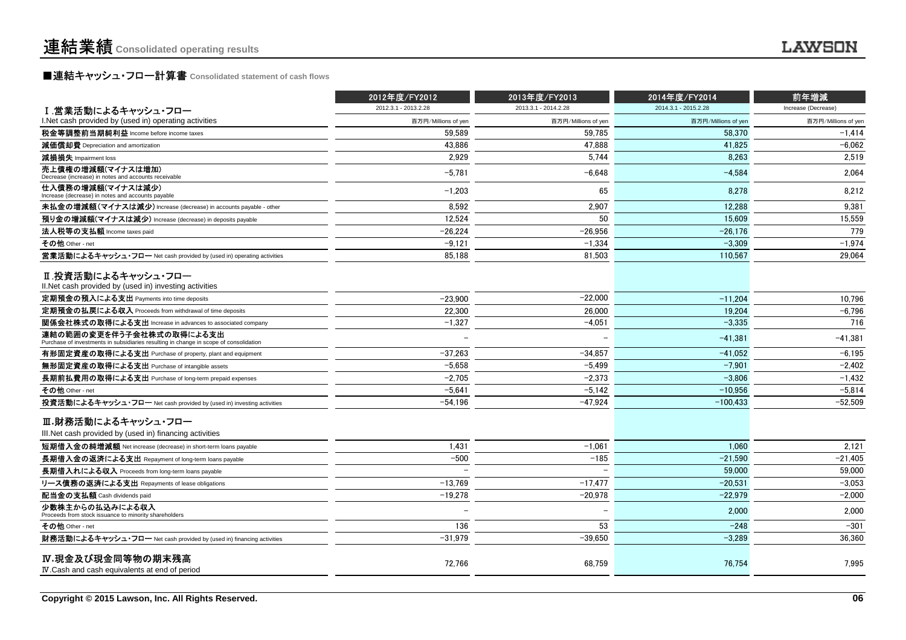# 連結業績 Consolidated operating results

## ■連結キャッシュ・フロー計算書 Consolidated statement of cash flows

| | 2012年度/FY2012 | 2013年度/FY2013 | 2014年度/FY2014 | 前年増減 |
|---|---|---|---|---|
| | 2012.3.1 - 2013.2.28 | 2013.3.1 - 2014.2.28 | 2014.3.1 - 2015.2.28 | Increase (Decrease) |
| **Ⅰ.営業活動によるキャッシュ・フロー** I.Net cash provided by (used in) operating activities | 百万円/Millions of yen | 百万円/Millions of yen | 百万円/Millions of yen | 百万円/Millions of yen |
| **税金等調整前当期純利益** Income before income taxes | 59,589 | 59,785 | 58,370 | −1,414 |
| **減価償却費** Depreciation and amortization | 43,886 | 47,888 | 41,825 | −6,062 |
| **減損損失** Impairment loss | 2,929 | 5,744 | 8,263 | 2,519 |
| **売上債権の増減額(マイナスは増加)** Decrease (increase) in notes and accounts receivable | −5,781 | −6,648 | −4,584 | 2,064 |
| **仕入債務の増減額(マイナスは減少)** Increase (decrease) in notes and accounts payable | −1,203 | 65 | 8,278 | 8,212 |
| **未払金の増減額(マイナスは減少)** Increase (decrease) in accounts payable - other | 8,592 | 2,907 | 12,288 | 9,381 |
| **預り金の増減額(マイナスは減少)** Increase (decrease) in deposits payable | 12,524 | 50 | 15,609 | 15,559 |
| **法人税等の支払額** Income taxes paid | −26,224 | −26,956 | −26,176 | 779 |
| **その他** Other - net | −9,121 | −1,334 | −3,309 | −1,974 |
| **営業活動によるキャッシュ・フロー** Net cash provided by (used in) operating activities | 85,188 | 81,503 | 110,567 | 29,064 |
| **Ⅱ.投資活動によるキャッシュ・フロー** II.Net cash provided by (used in) investing activities | | | | |
| **定期預金の預入による支出** Payments into time deposits | −23,900 | −22,000 | −11,204 | 10,796 |
| **定期預金の払戻による収入** Proceeds from withdrawal of time deposits | 22,300 | 26,000 | 19,204 | −6,796 |
| **関係会社株式の取得による支出** Increase in advances to associated company | −1,327 | −4,051 | −3,335 | 716 |
| **連結の範囲の変更を伴う子会社株式の取得による支出** Purchase of investments in subsidiaries resulting in change in scope of consolidation | − | − | −41,381 | −41,381 |
| **有形固定資産の取得による支出** Purchase of property, plant and equipment | −37,263 | −34,857 | −41,052 | −6,195 |
| **無形固定資産の取得による支出** Purchase of intangible assets | −5,658 | −5,499 | −7,901 | −2,402 |
| **長期前払費用の取得による支出** Purchase of long-term prepaid expenses | −2,705 | −2,373 | −3,806 | −1,432 |
| **その他** Other - net | −5,641 | −5,142 | −10,956 | −5,814 |
| **投資活動によるキャッシュ・フロー** Net cash provided by (used in) investing activities | −54,196 | −47,924 | −100,433 | −52,509 |
| **Ⅲ.財務活動によるキャッシュ・フロー** III.Net cash provided by (used in) financing activities | | | | |
| **短期借入金の純増減額** Net increase (decrease) in short-term loans payable | 1,431 | −1,061 | 1,060 | 2,121 |
| **長期借入金の返済による支出** Repayment of long-term loans payable | −500 | −185 | −21,590 | −21,405 |
| **長期借入れによる収入** Proceeds from long-term loans payable | − | − | 59,000 | 59,000 |
| **リース債務の返済による支出** Repayments of lease obligations | −13,769 | −17,477 | −20,531 | −3,053 |
| **配当金の支払額** Cash dividends paid | −19,278 | −20,978 | −22,979 | −2,000 |
| **少数株主からの払込みによる収入** Proceeds from stock issuance to minority shareholders | − | − | 2,000 | 2,000 |
| **その他** Other - net | 136 | 53 | −248 | −301 |
| **財務活動によるキャッシュ・フロー** Net cash provided by (used in) financing activities | −31,979 | −39,650 | −3,289 | 36,360 |
| **Ⅳ.現金及び現金同等物の期末残高** Ⅳ.Cash and cash equivalents at end of period | 72,766 | 68,759 | 76,754 | 7,995 |

Copyright © 2015 Lawson, Inc. All Rights Reserved.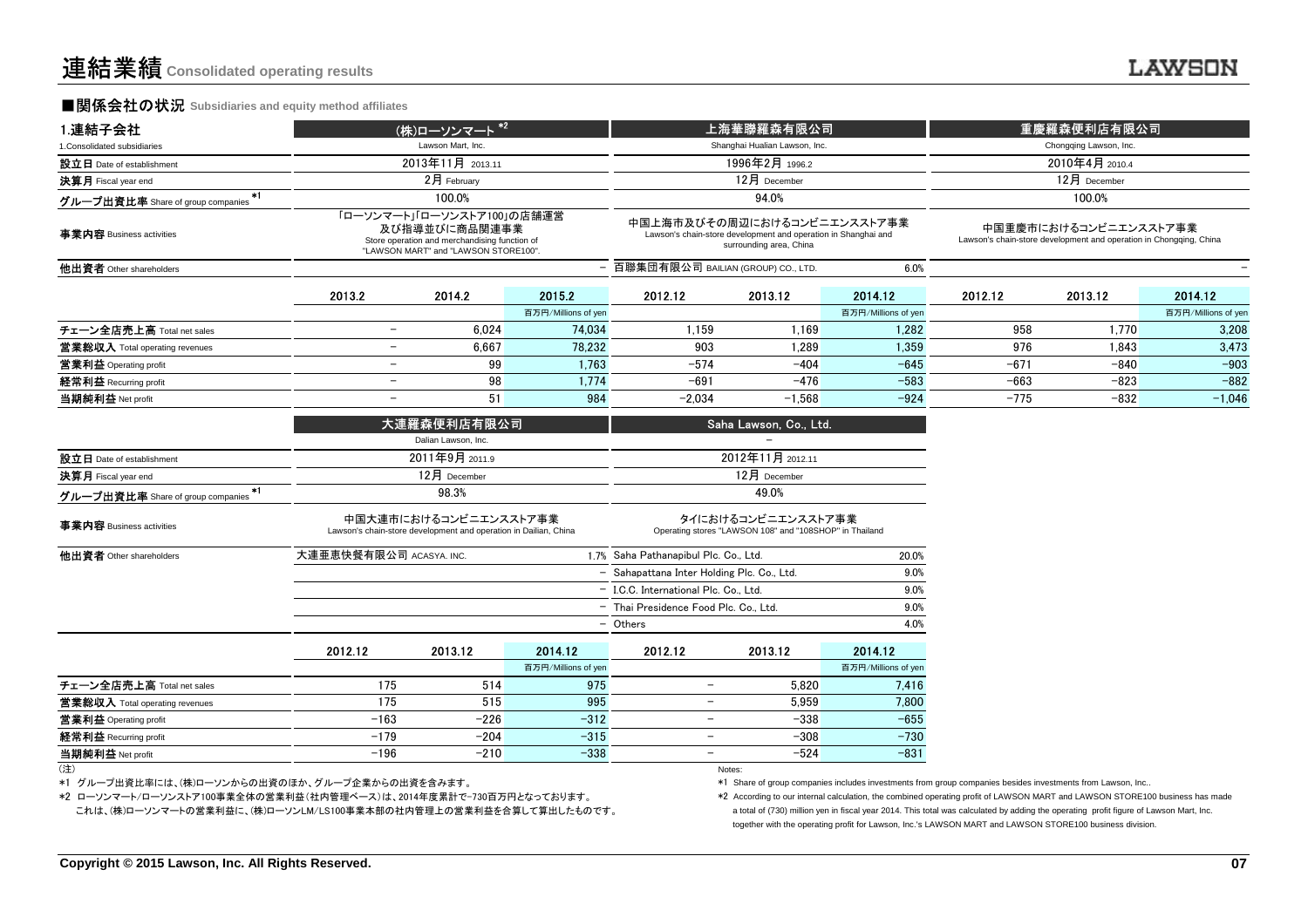# 連結業績 Consolidated operating results

## ■関係会社の状況 Subsidiaries and equity method affiliates

### 1.連結子会社 1.Consolidated subsidiaries

| | (株)ローソンマート *2 | | | 上海華聯羅森有限公司 | | | 重慶羅森便利店有限公司 | | |
|---|---|---|---|---|---|---|---|---|---|
| | Lawson Mart, Inc. | | | Shanghai Hualian Lawson, Inc. | | | Chongqing Lawson, Inc. | | |
| 設立日 Date of establishment | 2013年11月 2013.11 | | | 1996年2月 1996.2 | | | 2010年4月 2010.4 | | |
| 決算月 Fiscal year end | 2月 February | | | 12月 December | | | 12月 December | | |
| グループ出資比率 Share of group companies *1 | 100.0% | | | 94.0% | | | 100.0% | | |
| 事業内容 Business activities | 「ローソンマート」「ローソンストア100」の店舗運営及び指導並びに商品関連事業 Store operation and merchandising function of "LAWSON MART" and "LAWSON STORE100". | | | 中国上海市及びその周辺におけるコンビニエンスストア事業 Lawson's chain-store development and operation in Shanghai and surrounding area, China | | | 中国重慶市におけるコンビニエンスストア事業 Lawson's chain-store development and operation in Chongqing, China | | |
| 他出資者 Other shareholders | | | − | 百聯集団有限公司 BAILIAN (GROUP) CO., LTD. | | 6.0% | | | − |
| | 2013.2 | 2014.2 | 2015.2 | 2012.12 | 2013.12 | 2014.12 | 2012.12 | 2013.12 | 2014.12 |
| | | | 百万円/Millions of yen | | | 百万円/Millions of yen | | | 百万円/Millions of yen |
| チェーン全店売上高 Total net sales | − | 6,024 | 74,034 | 1,159 | 1,169 | 1,282 | 958 | 1,770 | 3,208 |
| 営業総収入 Total operating revenues | − | 6,667 | 78,232 | 903 | 1,289 | 1,359 | 976 | 1,843 | 3,473 |
| 営業利益 Operating profit | − | 99 | 1,763 | −574 | −404 | −645 | −671 | −840 | −903 |
| 経常利益 Recurring profit | − | 98 | 1,774 | −691 | −476 | −583 | −663 | −823 | −882 |
| 当期純利益 Net profit | − | 51 | 984 | −2,034 | −1,568 | −924 | −775 | −832 | −1,046 |

| | 大連羅森便利店有限公司 | | | Saha Lawson, Co., Ltd. | | |
|---|---|---|---|---|---|---|
| | Dalian Lawson, Inc. | | | − | | |
| 設立日 Date of establishment | 2011年9月 2011.9 | | | 2012年11月 2012.11 | | |
| 決算月 Fiscal year end | 12月 December | | | 12月 December | | |
| グループ出資比率 Share of group companies *1 | 98.3% | | | 49.0% | | |
| 事業内容 Business activities | 中国大連市におけるコンビニエンスストア事業 Lawson's chain-store development and operation in Dailian, China | | | タイにおけるコンビニエンスストア事業 Operating stores "LAWSON 108" and "108SHOP" in Thailand | | |
| 他出資者 Other shareholders | 大連亜恵快餐有限公司 ACASYA. INC. | | 1.7% | Saha Pathanapibul Plc. Co., Ltd. | | 20.0% |
| | | | − | Sahapattana Inter Holding Plc. Co., Ltd. | | 9.0% |
| | | | − | I.C.C. International Plc. Co., Ltd. | | 9.0% |
| | | | − | Thai Presidence Food Plc. Co., Ltd. | | 9.0% |
| | | | − | Others | | 4.0% |
| | 2012.12 | 2013.12 | 2014.12 | 2012.12 | 2013.12 | 2014.12 |
| | | | 百万円/Millions of yen | | | 百万円/Millions of yen |
| チェーン全店売上高 Total net sales | 175 | 514 | 975 | − | 5,820 | 7,416 |
| 営業総収入 Total operating revenues | 175 | 515 | 995 | − | 5,959 | 7,800 |
| 営業利益 Operating profit | −163 | −226 | −312 | − | −338 | −655 |
| 経常利益 Recurring profit | −179 | −204 | −315 | − | −308 | −730 |
| 当期純利益 Net profit | −196 | −210 | −338 | − | −524 | −831 |

(注)

*1 グループ出資比率には、(株)ローソンからの出資のほか、グループ企業からの出資を含みます。

*2 ローソンマート/ローソンストア100事業全体の営業利益(社内管理ベース)は、2014年度累計で−730百万円となっております。
これは、(株)ローソンマートの営業利益に、(株)ローソンLM/LS100事業本部の社内管理上の営業利益を合算して算出したものです。

Notes:

*1 Share of group companies includes investments from group companies besides investments from Lawson, Inc..

*2 According to our internal calculation, the combined operating profit of LAWSON MART and LAWSON STORE100 business has made a total of (730) million yen in fiscal year 2014. This total was calculated by adding the operating profit figure of Lawson Mart, Inc. together with the operating profit for Lawson, Inc.'s LAWSON MART and LAWSON STORE100 business division.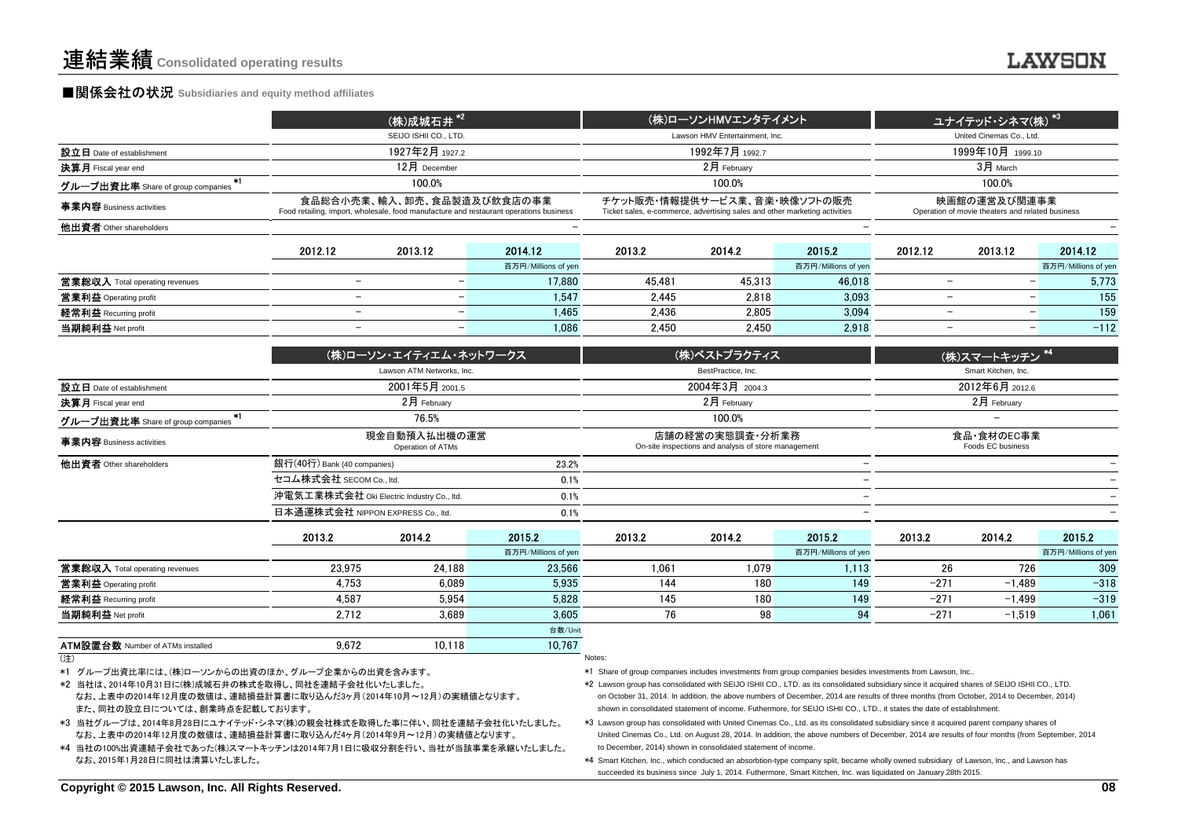# 連結業績 Consolidated operating results

## ■関係会社の状況 Subsidiaries and equity method affiliates

| | (株)成城石井 *2 | | | (株)ローソンHMVエンタテイメント | | | ユナイテッド・シネマ(株) *3 | | |
|---|---|---|---|---|---|---|---|---|---|
| | SEIJO ISHII CO., LTD. | | | Lawson HMV Entertainment, Inc. | | | United Cinemas Co., Ltd. | | |
| 設立日 Date of establishment | 1927年2月 1927.2 | | | 1992年7月 1992.7 | | | 1999年10月 1999.10 | | |
| 決算月 Fiscal year end | 12月 December | | | 2月 February | | | 3月 March | | |
| グループ出資比率 Share of group companies *1 | 100.0% | | | 100.0% | | | 100.0% | | |
| 事業内容 Business activities | 食品総合小売業、輸入、卸売、食品製造及び飲食店の事業 Food retailing, import, wholesale, food manufacture and restaurant operations business | | | チケット販売・情報提供サービス業、音楽・映像ソフトの販売 Ticket sales, e-commerce, advertising sales and other marketing activities | | | 映画館の運営及び関連事業 Operation of movie theaters and related business | | |
| 他出資者 Other shareholders | | | − | | | − | | | − |
| | 2012.12 | 2013.12 | 2014.12 | 2013.2 | 2014.2 | 2015.2 | 2012.12 | 2013.12 | 2014.12 |
| | | | 百万円/Millions of yen | | | 百万円/Millions of yen | | | 百万円/Millions of yen |
| 営業総収入 Total operating revenues | − | − | 17,880 | 45,481 | 45,313 | 46,018 | − | − | 5,773 |
| 営業利益 Operating profit | − | − | 1,547 | 2,445 | 2,818 | 3,093 | − | − | 155 |
| 経常利益 Recurring profit | − | − | 1,465 | 2,436 | 2,805 | 3,094 | − | − | 159 |
| 当期純利益 Net profit | − | − | 1,086 | 2,450 | 2,450 | 2,918 | − | − | −112 |

| | (株)ローソン・エイティエム・ネットワークス | | | (株)ベストプラクティス | | | (株)スマートキッチン *4 | | |
|---|---|---|---|---|---|---|---|---|---|
| | Lawson ATM Networks, Inc. | | | BestPractice, Inc. | | | Smart Kitchen, Inc. | | |
| 設立日 Date of establishment | 2001年5月 2001.5 | | | 2004年3月 2004.3 | | | 2012年6月 2012.6 | | |
| 決算月 Fiscal year end | 2月 February | | | 2月 February | | | 2月 February | | |
| グループ出資比率 Share of group companies *1 | 76.5% | | | 100.0% | | | − | | |
| 事業内容 Business activities | 現金自動預入払出機の運営 Operation of ATMs | | | 店舗の経営の実態調査・分析業務 On-site inspections and analysis of store management | | | 食品・食材のEC事業 Foods EC business | | |
| 他出資者 Other shareholders | 銀行(40行) Bank (40 companies) | | 23.2% | | | − | | | − |
| | セコム株式会社 SECOM Co., ltd. | | 0.1% | | | − | | | − |
| | 沖電気工業株式会社 Oki Electric Industry Co., ltd. | | 0.1% | | | − | | | − |
| | 日本通運株式会社 NIPPON EXPRESS Co., ltd. | | 0.1% | | | − | | | − |
| | 2013.2 | 2014.2 | 2015.2 | 2013.2 | 2014.2 | 2015.2 | 2013.2 | 2014.2 | 2015.2 |
| | | | 百万円/Millions of yen | | | 百万円/Millions of yen | | | 百万円/Millions of yen |
| 営業総収入 Total operating revenues | 23,975 | 24,188 | 23,566 | 1,061 | 1,079 | 1,113 | 26 | 726 | 309 |
| 営業利益 Operating profit | 4,753 | 6,089 | 5,935 | 144 | 180 | 149 | −271 | −1,489 | −318 |
| 経常利益 Recurring profit | 4,587 | 5,954 | 5,828 | 145 | 180 | 149 | −271 | −1,499 | −319 |
| 当期純利益 Net profit | 2,712 | 3,689 | 3,605 | 76 | 98 | 94 | −271 | −1,519 | 1,061 |
| | | | 台数/Unit | | | | | | |
| ATM設置台数 Number of ATMs installed | 9,672 | 10,118 | 10,767 | | | | | | |

(注)

*1 グループ出資比率には、(株)ローソンからの出資のほか、グループ企業からの出資を含みます。

*2 当社は、2014年10月31日に(株)成城石井の株式を取得し、同社を連結子会社化いたしました。
なお、上表中の2014年12月度の数値は、連結損益計算書に取り込んだ3ヶ月(2014年10月～12月)の実績値となります。
また、同社の設立日については、創業時点を記載しております。

*3 当社グループは、2014年8月28日にユナイテッド・シネマ(株)の親会社株式を取得した事に伴い、同社を連結子会社化いたしました。
なお、上表中の2014年12月度の数値は、連結損益計算書に取り込んだ4ヶ月(2014年9月～12月)の実績値となります。

*4 当社の100%出資連結子会社であった(株)スマートキッチンは2014年7月1日に吸収分割を行い、当社が当該事業を承継いたしました。
なお、2015年1月28日に同社は清算いたしました。

Notes:

*1 Share of group companies includes investments from group companies besides investments from Lawson, Inc..

*2 Lawson group has consolidated with SEIJO ISHII CO., LTD. as its consolidated subsidiary since it acquired shares of SEIJO ISHII CO., LTD. on October 31, 2014. In addition, the above numbers of December, 2014 are results of three months (from October, 2014 to December, 2014) shown in consolidated statement of income. Futhermore, for SEIJO ISHII CO., LTD., it states the date of establishment.

*3 Lawson group has consolidated with United Cinemas Co., Ltd. as its consolidated subsidiary since it acquired parent company shares of United Cinemas Co., Ltd. on August 28, 2014. In addition, the above numbers of December, 2014 are results of four months (from September, 2014 to December, 2014) shown in consolidated statement of income.

*4 Smart Kitchen, Inc., which conducted an absorbtion-type company split, became wholly owned subsidiary of Lawson, Inc., and Lawson has succeeded its business since July 1, 2014. Futhermore, Smart Kitchen, Inc. was liquidated on January 28th 2015.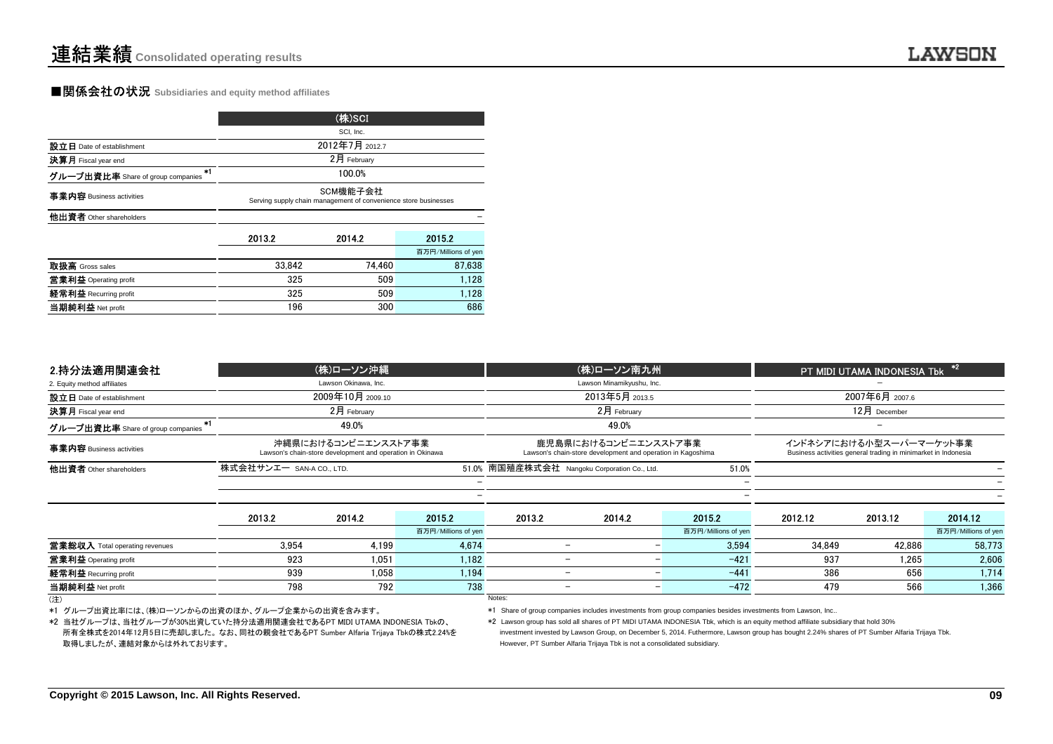# 連結業績 Consolidated operating results

## ■関係会社の状況 Subsidiaries and equity method affiliates

| | (株)SCI | | |
|---|---|---|---|
| | SCI, Inc. | | |
| 設立日 Date of establishment | 2012年7月 2012.7 | | |
| 決算月 Fiscal year end | 2月 February | | |
| グループ出資比率 Share of group companies *1 | 100.0% | | |
| 事業内容 Business activities | SCM機能子会社 Serving supply chain management of convenience store businesses | | |
| 他出資者 Other shareholders | | | − |
| | 2013.2 | 2014.2 | 2015.2 |
| | | | 百万円/Millions of yen |
| 取扱高 Gross sales | 33,842 | 74,460 | 87,638 |
| 営業利益 Operating profit | 325 | 509 | 1,128 |
| 経常利益 Recurring profit | 325 | 509 | 1,128 |
| 当期純利益 Net profit | 196 | 300 | 686 |

| 2.持分法適用関連会社 | (株)ローソン沖縄 | | | (株)ローソン南九州 | | | PT MIDI UTAMA INDONESIA Tbk *2 | | |
|---|---|---|---|---|---|---|---|---|---|
| 2. Equity method affiliates | Lawson Okinawa, Inc. | | | Lawson Minamikyushu, Inc. | | | − | | |
| 設立日 Date of establishment | 2009年10月 2009.10 | | | 2013年5月 2013.5 | | | 2007年6月 2007.6 | | |
| 決算月 Fiscal year end | 2月 February | | | 2月 February | | | 12月 December | | |
| グループ出資比率 Share of group companies *1 | 49.0% | | | 49.0% | | | − | | |
| 事業内容 Business activities | 沖縄県におけるコンビニエンスストア事業 Lawson's chain-store development and operation in Okinawa | | | 鹿児島県におけるコンビニエンスストア事業 Lawson's chain-store development and operation in Kagoshima | | | インドネシアにおける小型スーパーマーケット事業 Business activities general trading in minimarket in Indonesia | | |
| 他出資者 Other shareholders | 株式会社サンエー SAN-A CO., LTD. | | 51.0% | 南国殖産株式会社 Nangoku Corporation Co., Ltd. | | 51.0% | | | − |
| | | | − | | | − | | | − |
| | | | − | | | − | | | − |
| | 2013.2 | 2014.2 | 2015.2 | 2013.2 | 2014.2 | 2015.2 | 2012.12 | 2013.12 | 2014.12 |
| | | | 百万円/Millions of yen | | | 百万円/Millions of yen | | | 百万円/Millions of yen |
| 営業総収入 Total operating revenues | 3,954 | 4,199 | 4,674 | − | − | 3,594 | 34,849 | 42,886 | 58,773 |
| 営業利益 Operating profit | 923 | 1,051 | 1,182 | − | − | −421 | 937 | 1,265 | 2,606 |
| 経常利益 Recurring profit | 939 | 1,058 | 1,194 | − | − | −441 | 386 | 656 | 1,714 |
| 当期純利益 Net profit | 798 | 792 | 738 | − | − | −472 | 479 | 566 | 1,366 |

(注)

*1 グループ出資比率には、(株)ローソンからの出資のほか、グループ企業からの出資を含みます。

*2 当社グループは、当社グループが30%出資していた持分法適用関連会社であるPT MIDI UTAMA INDONESIA Tbkの、所有全株式を2014年12月5日に売却しました。なお、同社の親会社であるPT Sumber Alfaria Trijaya Tbkの株式2.24%を取得しましたが、連結対象からは外れております。

Notes:

*1 Share of group companies includes investments from group companies besides investments from Lawson, Inc..

*2 Lawson group has sold all shares of PT MIDI UTAMA INDONESIA Tbk, which is an equity method affiliate subsidiary that hold 30% investment invested by Lawson Group, on December 5, 2014. Futhermore, Lawson group has bought 2.24% shares of PT Sumber Alfaria Trijaya Tbk. However, PT Sumber Alfaria Trijaya Tbk is not a consolidated subsidiary.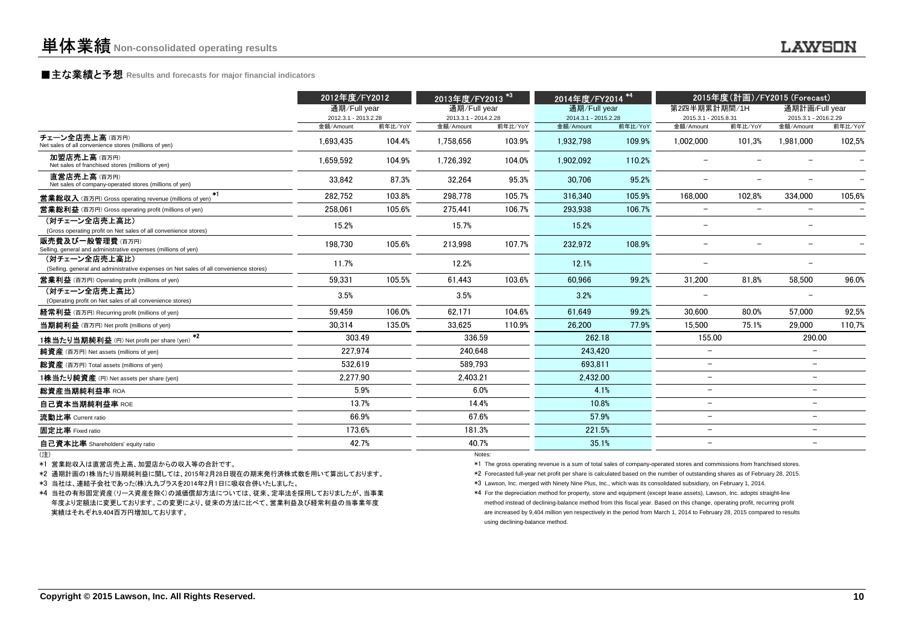# 単体業績 Non-consolidated operating results

## ■主な業績と予想 Results and forecasts for major financial indicators

| | 2012年度/FY2012 | | 2013年度/FY2013 *3 | | 2014年度/FY2014 *4 | | 2015年度(計画)/FY2015 (Forecast) | | | |
|---|---|---|---|---|---|---|---|---|---|---|
| | 通期/Full year | | 通期/Full year | | 通期/Full year | | 第2四半期累計期間/1H | | 通期計画/Full year | |
| | 2012.3.1 - 2013.2.28 | | 2013.3.1 - 2014.2.28 | | 2014.3.1 - 2015.2.28 | | 2015.3.1 - 2015.8.31 | | 2015.3.1 - 2016.2.29 | |
| | 金額/Amount | 前年比/YoY | 金額/Amount | 前年比/YoY | 金額/Amount | 前年比/YoY | 金額/Amount | 前年比/YoY | 金額/Amount | 前年比/YoY |
| チェーン全店売上高 (百万円) Net sales of all convenience stores (millions of yen) | 1,693,435 | 104.4% | 1,758,656 | 103.9% | 1,932,798 | 109.9% | 1,002,000 | 101.3% | 1,981,000 | 102.5% |
| 加盟店売上高 (百万円) Net sales of franchised stores (millions of yen) | 1,659,592 | 104.9% | 1,726,392 | 104.0% | 1,902,092 | 110.2% | − | − | − | − |
| 直営店売上高 (百万円) Net sales of company-operated stores (millions of yen) | 33,842 | 87.3% | 32,264 | 95.3% | 30,706 | 95.2% | − | − | − | − |
| 営業総収入 (百万円) Gross operating revenue (millions of yen) *1 | 282,752 | 103.8% | 298,778 | 105.7% | 316,340 | 105.9% | 168,000 | 102.8% | 334,000 | 105.6% |
| 営業総利益 (百万円) Gross operating profit (millions of yen) | 258,061 | 105.6% | 275,441 | 106.7% | 293,938 | 106.7% | − | − | − | − |
| (対チェーン全店売上高比) (Gross operating profit on Net sales of all convenience stores) | 15.2% | | 15.7% | | 15.2% | | − | | − | |
| 販売費及び一般管理費 (百万円) Selling, general and administrative expenses (millions of yen) | 198,730 | 105.6% | 213,998 | 107.7% | 232,972 | 108.9% | − | − | − | − |
| (対チェーン全店売上高比) (Selling, general and administrative expenses on Net sales of all convenience stores) | 11.7% | | 12.2% | | 12.1% | | − | | − | |
| 営業利益 (百万円) Operating profit (millions of yen) | 59,331 | 105.5% | 61,443 | 103.6% | 60,966 | 99.2% | 31,200 | 81.8% | 58,500 | 96.0% |
| (対チェーン全店売上高比) (Operating profit on Net sales of all convenience stores) | 3.5% | | 3.5% | | 3.2% | | − | | − | |
| 経常利益 (百万円) Recurring profit (millions of yen) | 59,459 | 106.0% | 62,171 | 104.6% | 61,649 | 99.2% | 30,600 | 80.0% | 57,000 | 92.5% |
| 当期純利益 (百万円) Net profit (millions of yen) | 30,314 | 135.0% | 33,625 | 110.9% | 26,200 | 77.9% | 15,500 | 75.1% | 29,000 | 110.7% |
| 1株当たり当期純利益 (円) Net profit per share (yen) *2 | 303.49 | | 336.59 | | 262.18 | | 155.00 | | 290.00 | |
| 純資産 (百万円) Net assets (millions of yen) | 227,974 | | 240,648 | | 243,420 | | − | | − | |
| 総資産 (百万円) Total assets (millions of yen) | 532,619 | | 589,793 | | 693,811 | | − | | − | |
| 1株当たり純資産 (円) Net assets per share (yen) | 2,277.90 | | 2,403.21 | | 2,432.00 | | − | | − | |
| 総資産当期純利益率 ROA | 5.9% | | 6.0% | | 4.1% | | − | | − | |
| 自己資本当期純利益率 ROE | 13.7% | | 14.4% | | 10.8% | | − | | − | |
| 流動比率 Current ratio | 66.9% | | 67.6% | | 57.9% | | − | | − | |
| 固定比率 Fixed ratio | 173.6% | | 181.3% | | 221.5% | | − | | − | |
| 自己資本比率 Shareholders' equity ratio | 42.7% | | 40.7% | | 35.1% | | − | | − | |

(注)

*1 営業総収入は直営店売上高、加盟店からの収入等の合計です。

*2 通期計画の1株当たり当期純利益に関しては、2015年2月28日現在の期末発行済株式数を用いて算出しております。

*3 当社は、連結子会社であった(株)九九プラスを2014年2月1日に吸収合併いたしました。

*4 当社の有形固定資産(リース資産を除く)の減価償却方法については、従来、定率法を採用しておりましたが、当事業年度より定額法に変更しております。この変更により、従来の方法に比べて、営業利益及び経常利益の当事業年度実績はそれぞれ9,404百万円増加しております。

Notes:

*1 The gross operating revenue is a sum of total sales of company-operated stores and commissions from franchised stores.

*2 Forecasted full-year net profit per share is calculated based on the number of outstanding shares as of February 28, 2015.

*3 Lawson, Inc. merged with Ninety Nine Plus, Inc., which was its consolidated subsidiary, on February 1, 2014.

*4 For the depreciation method for property, store and equipment (except lease assets), Lawson, Inc. adopts straight-line method instead of declining-balance method from this fiscal year. Based on this change, operating profit, recurring profit are increased by 9,404 million yen respectively in the period from March 1, 2014 to February 28, 2015 compared to results using declining-balance method.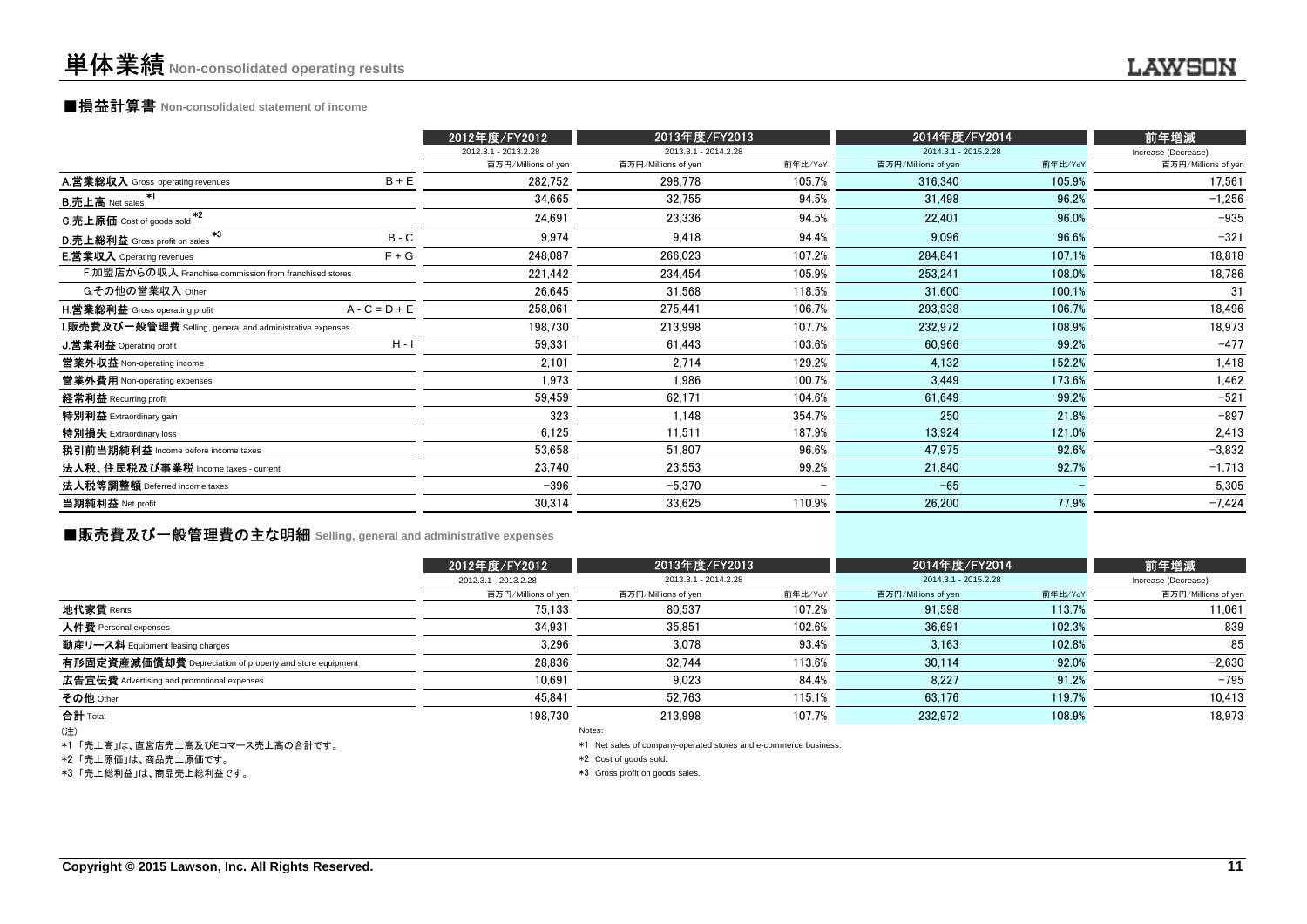# 単体業績 Non-consolidated operating results

## ■損益計算書 Non-consolidated statement of income

| | | 2012年度/FY2012 | 2013年度/FY2013 | | 2014年度/FY2014 | | 前年増減 |
|---|---|---|---|---|---|---|---|
| | | 2012.3.1 - 2013.2.28 | 2013.3.1 - 2014.2.28 | | 2014.3.1 - 2015.2.28 | | Increase (Decrease) |
| | | 百万円/Millions of yen | 百万円/Millions of yen | 前年比/YoY | 百万円/Millions of yen | 前年比/YoY | 百万円/Millions of yen |
| **A.営業総収入** Gross operating revenues | B + E | 282,752 | 298,778 | 105.7% | 316,340 | 105.9% | 17,561 |
| **B.売上高** Net sales *1 | | 34,665 | 32,755 | 94.5% | 31,498 | 96.2% | −1,256 |
| **C.売上原価** Cost of goods sold *2 | | 24,691 | 23,336 | 94.5% | 22,401 | 96.0% | −935 |
| **D.売上総利益** Gross profit on sales *3 | B - C | 9,974 | 9,418 | 94.4% | 9,096 | 96.6% | −321 |
| **E.営業収入** Operating revenues | F + G | 248,087 | 266,023 | 107.2% | 284,841 | 107.1% | 18,818 |
| F.加盟店からの収入 Franchise commission from franchised stores | | 221,442 | 234,454 | 105.9% | 253,241 | 108.0% | 18,786 |
| G.その他の営業収入 Other | | 26,645 | 31,568 | 118.5% | 31,600 | 100.1% | 31 |
| **H.営業総利益** Gross operating profit | A - C = D + E | 258,061 | 275,441 | 106.7% | 293,938 | 106.7% | 18,496 |
| **I.販売費及び一般管理費** Selling, general and administrative expenses | | 198,730 | 213,998 | 107.7% | 232,972 | 108.9% | 18,973 |
| **J.営業利益** Operating profit | H - I | 59,331 | 61,443 | 103.6% | 60,966 | 99.2% | −477 |
| **営業外収益** Non-operating income | | 2,101 | 2,714 | 129.2% | 4,132 | 152.2% | 1,418 |
| **営業外費用** Non-operating expenses | | 1,973 | 1,986 | 100.7% | 3,449 | 173.6% | 1,462 |
| **経常利益** Recurring profit | | 59,459 | 62,171 | 104.6% | 61,649 | 99.2% | −521 |
| **特別利益** Extraordinary gain | | 323 | 1,148 | 354.7% | 250 | 21.8% | −897 |
| **特別損失** Extraordinary loss | | 6,125 | 11,511 | 187.9% | 13,924 | 121.0% | 2,413 |
| **税引前当期純利益** Income before income taxes | | 53,658 | 51,807 | 96.6% | 47,975 | 92.6% | −3,832 |
| **法人税、住民税及び事業税** Income taxes - current | | 23,740 | 23,553 | 99.2% | 21,840 | 92.7% | −1,713 |
| **法人税等調整額** Deferred income taxes | | −396 | −5,370 | − | −65 | − | 5,305 |
| **当期純利益** Net profit | | 30,314 | 33,625 | 110.9% | 26,200 | 77.9% | −7,424 |

## ■販売費及び一般管理費の主な明細 Selling, general and administrative expenses

| | 2012年度/FY2012 | 2013年度/FY2013 | | 2014年度/FY2014 | | 前年増減 |
|---|---|---|---|---|---|---|
| | 2012.3.1 - 2013.2.28 | 2013.3.1 - 2014.2.28 | | 2014.3.1 - 2015.2.28 | | Increase (Decrease) |
| | 百万円/Millions of yen | 百万円/Millions of yen | 前年比/YoY | 百万円/Millions of yen | 前年比/YoY | 百万円/Millions of yen |
| **地代家賃** Rents | 75,133 | 80,537 | 107.2% | 91,598 | 113.7% | 11,061 |
| **人件費** Personal expenses | 34,931 | 35,851 | 102.6% | 36,691 | 102.3% | 839 |
| **動産リース料** Equipment leasing charges | 3,296 | 3,078 | 93.4% | 3,163 | 102.8% | 85 |
| **有形固定資産減価償却費** Depreciation of property and store equipment | 28,836 | 32,744 | 113.6% | 30,114 | 92.0% | −2,630 |
| **広告宣伝費** Advertising and promotional expenses | 10,691 | 9,023 | 84.4% | 8,227 | 91.2% | −795 |
| **その他** Other | 45,841 | 52,763 | 115.1% | 63,176 | 119.7% | 10,413 |
| **合計** Total | 198,730 | 213,998 | 107.7% | 232,972 | 108.9% | 18,973 |

(注)

*1 「売上高」は、直営店売上高及びEコマース売上高の合計です。

*2 「売上原価」は、商品売上原価です。

*3 「売上総利益」は、商品売上総利益です。

Notes:

*1 Net sales of company-operated stores and e-commerce business.

*2 Cost of goods sold.

*3 Gross profit on goods sales.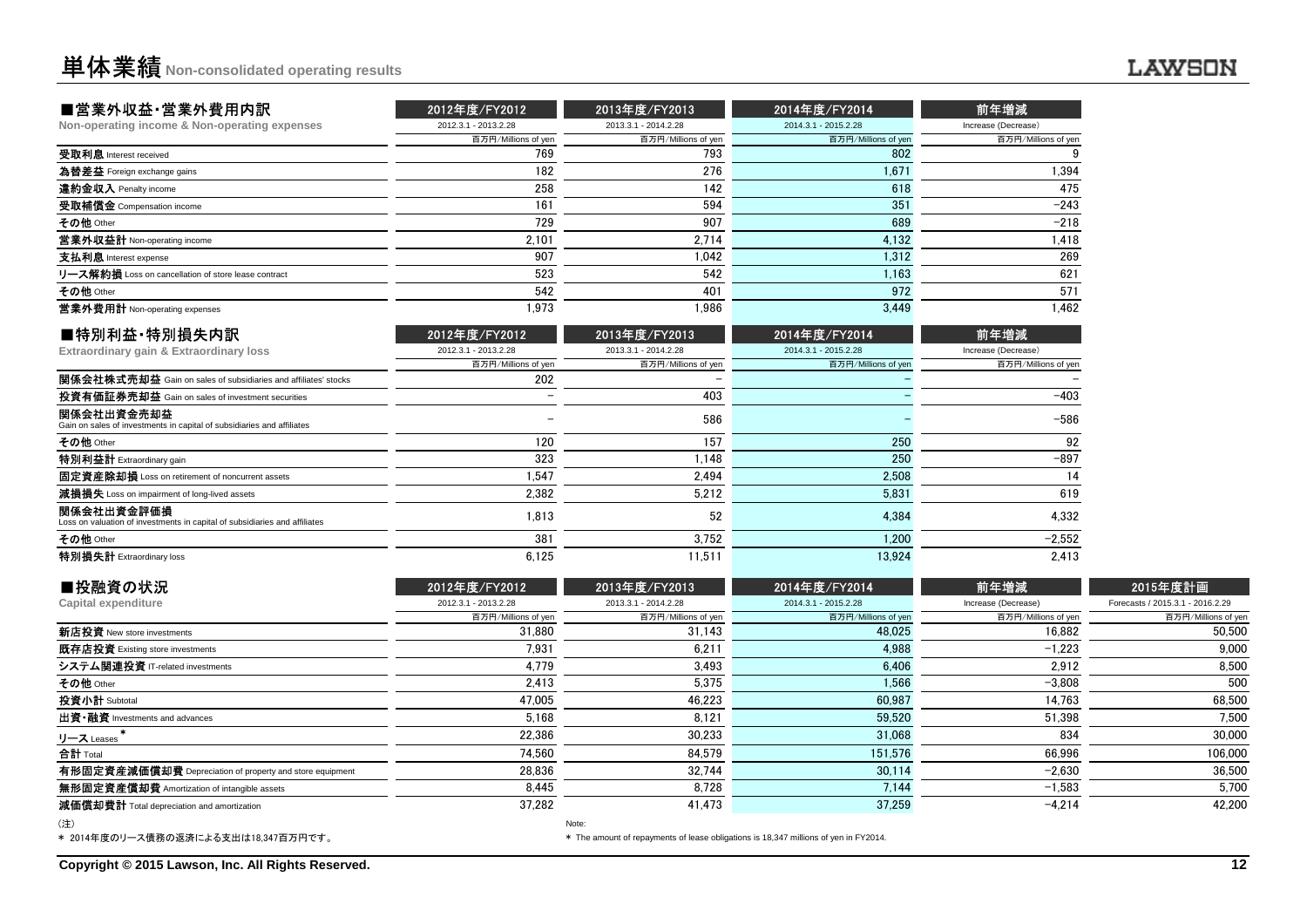# 単体業績 Non-consolidated operating results

| ■営業外収益・営業外費用内訳<br>Non-operating income & Non-operating expenses | 2012年度/FY2012<br>2012.3.1 - 2013.2.28<br>百万円/Millions of yen | 2013年度/FY2013<br>2013.3.1 - 2014.2.28<br>百万円/Millions of yen | 2014年度/FY2014<br>2014.3.1 - 2015.2.28<br>百万円/Millions of yen | 前年増減<br>Increase (Decrease)<br>百万円/Millions of yen |
|---|---|---|---|---|
| 受取利息 Interest received | 769 | 793 | 802 | 9 |
| 為替差益 Foreign exchange gains | 182 | 276 | 1,671 | 1,394 |
| 違約金収入 Penalty income | 258 | 142 | 618 | 475 |
| 受取補償金 Compensation income | 161 | 594 | 351 | −243 |
| その他 Other | 729 | 907 | 689 | −218 |
| 営業外収益計 Non-operating income | 2,101 | 2,714 | 4,132 | 1,418 |
| 支払利息 Interest expense | 907 | 1,042 | 1,312 | 269 |
| リース解約損 Loss on cancellation of store lease contract | 523 | 542 | 1,163 | 621 |
| その他 Other | 542 | 401 | 972 | 571 |
| 営業外費用計 Non-operating expenses | 1,973 | 1,986 | 3,449 | 1,462 |

| ■特別利益・特別損失内訳<br>Extraordinary gain & Extraordinary loss | 2012年度/FY2012<br>2012.3.1 - 2013.2.28<br>百万円/Millions of yen | 2013年度/FY2013<br>2013.3.1 - 2014.2.28<br>百万円/Millions of yen | 2014年度/FY2014<br>2014.3.1 - 2015.2.28<br>百万円/Millions of yen | 前年増減<br>Increase (Decrease)<br>百万円/Millions of yen |
|---|---|---|---|---|
| 関係会社株式売却益 Gain on sales of subsidiaries and affiliates' stocks | 202 | − | − | − |
| 投資有価証券売却益 Gain on sales of investment securities | − | 403 | − | −403 |
| 関係会社出資金売却益 Gain on sales of investments in capital of subsidiaries and affiliates | − | 586 | − | −586 |
| その他 Other | 120 | 157 | 250 | 92 |
| 特別利益計 Extraordinary gain | 323 | 1,148 | 250 | −897 |
| 固定資産除却損 Loss on retirement of noncurrent assets | 1,547 | 2,494 | 2,508 | 14 |
| 減損損失 Loss on impairment of long-lived assets | 2,382 | 5,212 | 5,831 | 619 |
| 関係会社出資金評価損 Loss on valuation of investments in capital of subsidiaries and affiliates | 1,813 | 52 | 4,384 | 4,332 |
| その他 Other | 381 | 3,752 | 1,200 | −2,552 |
| 特別損失計 Extraordinary loss | 6,125 | 11,511 | 13,924 | 2,413 |

| ■投融資の状況<br>Capital expenditure | 2012年度/FY2012<br>2012.3.1 - 2013.2.28<br>百万円/Millions of yen | 2013年度/FY2013<br>2013.3.1 - 2014.2.28<br>百万円/Millions of yen | 2014年度/FY2014<br>2014.3.1 - 2015.2.28<br>百万円/Millions of yen | 前年増減<br>Increase (Decrease)<br>百万円/Millions of yen | 2015年度計画<br>Forecasts / 2015.3.1 - 2016.2.29<br>百万円/Millions of yen |
|---|---|---|---|---|---|
| 新店投資 New store investments | 31,880 | 31,143 | 48,025 | 16,882 | 50,500 |
| 既存店投資 Existing store investments | 7,931 | 6,211 | 4,988 | −1,223 | 9,000 |
| システム関連投資 IT-related investments | 4,779 | 3,493 | 6,406 | 2,912 | 8,500 |
| その他 Other | 2,413 | 5,375 | 1,566 | −3,808 | 500 |
| 投資小計 Subtotal | 47,005 | 46,223 | 60,987 | 14,763 | 68,500 |
| 出資・融資 Investments and advances | 5,168 | 8,121 | 59,520 | 51,398 | 7,500 |
| リース Leases * | 22,386 | 30,233 | 31,068 | 834 | 30,000 |
| 合計 Total | 74,560 | 84,579 | 151,576 | 66,996 | 106,000 |
| 有形固定資産減価償却費 Depreciation of property and store equipment | 28,836 | 32,744 | 30,114 | −2,630 | 36,500 |
| 無形固定資産償却費 Amortization of intangible assets | 8,445 | 8,728 | 7,144 | −1,583 | 5,700 |
| 減価償却費計 Total depreciation and amortization | 37,282 | 41,473 | 37,259 | −4,214 | 42,200 |

(注)
* 2014年度のリース債務の返済による支出は18,347百万円です。

Note:
* The amount of repayments of lease obligations is 18,347 millions of yen in FY2014.

Copyright © 2015 Lawson, Inc. All Rights Reserved.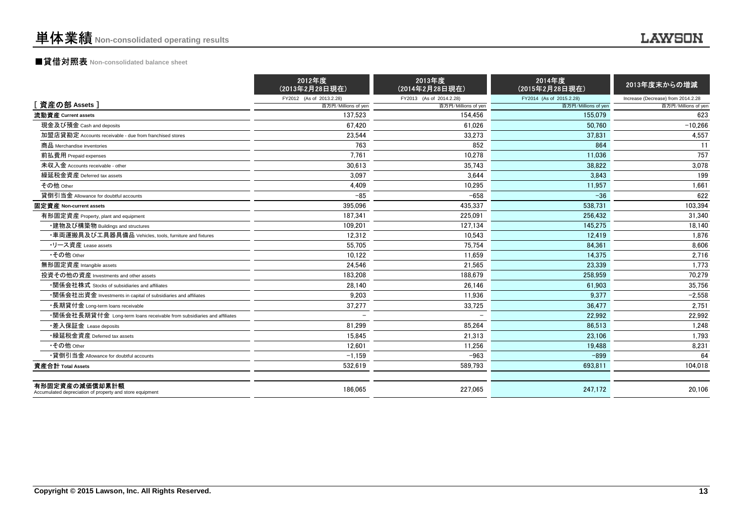# 単体業績 Non-consolidated operating results

## ■貸借対照表 Non-consolidated balance sheet

| [ 資産の部 Assets ] | 2012年度（2013年2月28日現在） FY2012 (As of 2013.2.28) 百万円/Millions of yen | 2013年度（2014年2月28日現在） FY2013 (As of 2014.2.28) 百万円/Millions of yen | 2014年度（2015年2月28日現在） FY2014 (As of 2015.2.28) 百万円/Millions of yen | 2013年度末からの増減 Increase (Decrease) from 2014.2.28 百万円/Millions of yen |
|---|---|---|---|---|
| **流動資産 Current assets** | 137,523 | 154,456 | 155,079 | 623 |
| 現金及び預金 Cash and deposits | 67,420 | 61,026 | 50,760 | −10,266 |
| 加盟店貸勘定 Accounts receivable - due from franchised stores | 23,544 | 33,273 | 37,831 | 4,557 |
| 商品 Merchandise inventories | 763 | 852 | 864 | 11 |
| 前払費用 Prepaid expenses | 7,761 | 10,278 | 11,036 | 757 |
| 未収入金 Accounts receivable - other | 30,613 | 35,743 | 38,822 | 3,078 |
| 繰延税金資産 Deferred tax assets | 3,097 | 3,644 | 3,843 | 199 |
| その他 Other | 4,409 | 10,295 | 11,957 | 1,661 |
| 貸倒引当金 Allowance for doubtful accounts | −85 | −658 | −36 | 622 |
| **固定資産 Non-current assets** | 395,096 | 435,337 | 538,731 | 103,394 |
| 有形固定資産 Property, plant and equipment | 187,341 | 225,091 | 256,432 | 31,340 |
| ・建物及び構築物 Buildings and structures | 109,201 | 127,134 | 145,275 | 18,140 |
| ・車両運搬具及び工具器具備品 Vehicles, tools, furniture and fixtures | 12,312 | 10,543 | 12,419 | 1,876 |
| ・リース資産 Lease assets | 55,705 | 75,754 | 84,361 | 8,606 |
| ・その他 Other | 10,122 | 11,659 | 14,375 | 2,716 |
| 無形固定資産 Intangible assets | 24,546 | 21,565 | 23,339 | 1,773 |
| 投資その他の資産 Investments and other assets | 183,208 | 188,679 | 258,959 | 70,279 |
| ・関係会社株式 Stocks of subsidiaries and affiliates | 28,140 | 26,146 | 61,903 | 35,756 |
| ・関係会社出資金 Investments in capital of subsidiaries and affiliates | 9,203 | 11,936 | 9,377 | −2,558 |
| ・長期貸付金 Long-term loans receivable | 37,277 | 33,725 | 36,477 | 2,751 |
| ・関係会社長期貸付金 Long-term loans receivable from subsidiaries and affiliates | − | − | 22,992 | 22,992 |
| ・差入保証金 Lease deposits | 81,299 | 85,264 | 86,513 | 1,248 |
| ・繰延税金資産 Deferred tax assets | 15,845 | 21,313 | 23,106 | 1,793 |
| ・その他 Other | 12,601 | 11,256 | 19,488 | 8,231 |
| ・貸倒引当金 Allowance for doubtful accounts | −1,159 | −963 | −899 | 64 |
| **資産合計 Total Assets** | 532,619 | 589,793 | 693,811 | 104,018 |
| **有形固定資産の減価償却累計額** Accumulated depreciation of property and store equipment | 186,065 | 227,065 | 247,172 | 20,106 |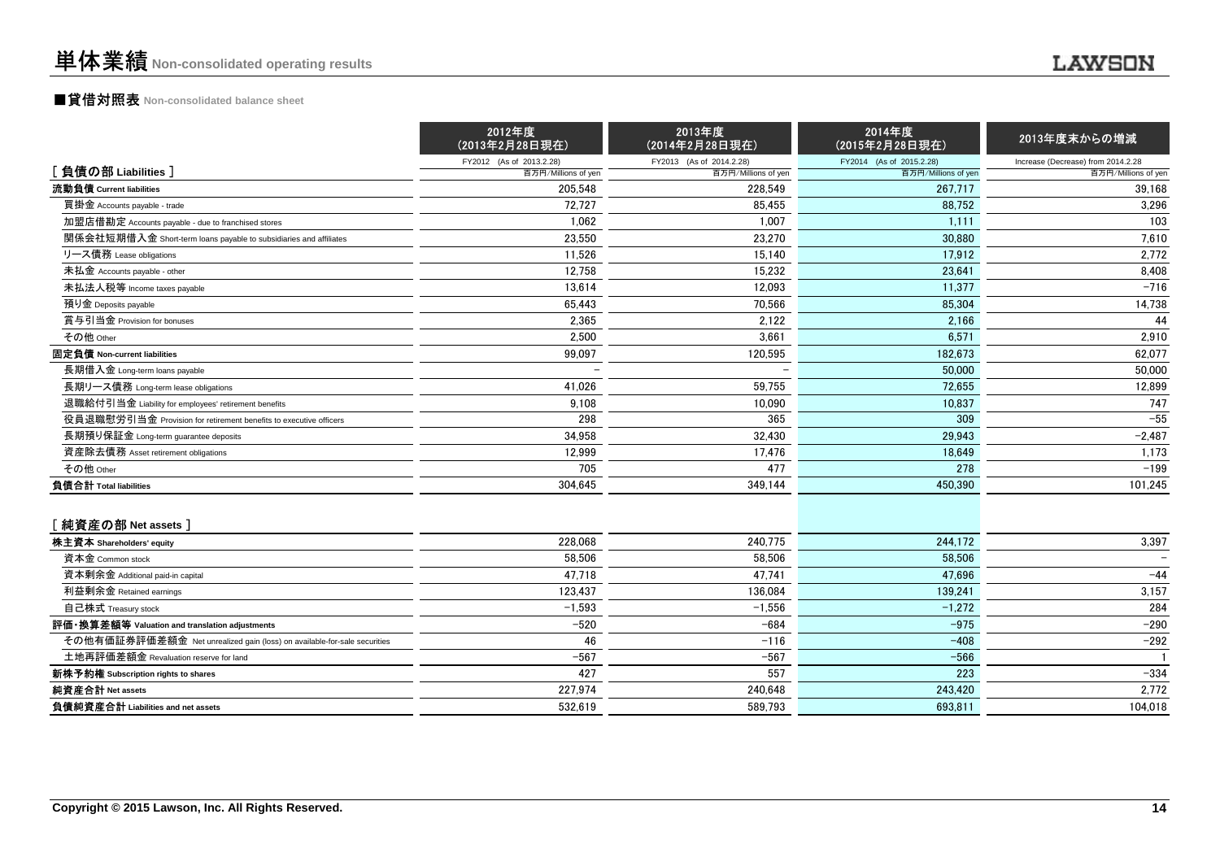# 単体業績 Non-consolidated operating results

## ■貸借対照表 Non-consolidated balance sheet

| | 2012年度<br>(2013年2月28日現在)<br>FY2012 (As of 2013.2.28)<br>百万円/Millions of yen | 2013年度<br>(2014年2月28日現在)<br>FY2013 (As of 2014.2.28)<br>百万円/Millions of yen | 2014年度<br>(2015年2月28日現在)<br>FY2014 (As of 2015.2.28)<br>百万円/Millions of yen | 2013年度末からの増減<br>Increase (Decrease) from 2014.2.28<br>百万円/Millions of yen |
|---|---|---|---|---|
| **[ 負債の部 Liabilities ]** | | | | |
| **流動負債 Current liabilities** | 205,548 | 228,549 | 267,717 | 39,168 |
| 買掛金 Accounts payable - trade | 72,727 | 85,455 | 88,752 | 3,296 |
| 加盟店借勘定 Accounts payable - due to franchised stores | 1,062 | 1,007 | 1,111 | 103 |
| 関係会社短期借入金 Short-term loans payable to subsidiaries and affiliates | 23,550 | 23,270 | 30,880 | 7,610 |
| リース債務 Lease obligations | 11,526 | 15,140 | 17,912 | 2,772 |
| 未払金 Accounts payable - other | 12,758 | 15,232 | 23,641 | 8,408 |
| 未払法人税等 Income taxes payable | 13,614 | 12,093 | 11,377 | −716 |
| 預り金 Deposits payable | 65,443 | 70,566 | 85,304 | 14,738 |
| 賞与引当金 Provision for bonuses | 2,365 | 2,122 | 2,166 | 44 |
| その他 Other | 2,500 | 3,661 | 6,571 | 2,910 |
| **固定負債 Non-current liabilities** | 99,097 | 120,595 | 182,673 | 62,077 |
| 長期借入金 Long-term loans payable | − | − | 50,000 | 50,000 |
| 長期リース債務 Long-term lease obligations | 41,026 | 59,755 | 72,655 | 12,899 |
| 退職給付引当金 Liability for employees' retirement benefits | 9,108 | 10,090 | 10,837 | 747 |
| 役員退職慰労引当金 Provision for retirement benefits to executive officers | 298 | 365 | 309 | −55 |
| 長期預り保証金 Long-term guarantee deposits | 34,958 | 32,430 | 29,943 | −2,487 |
| 資産除去債務 Asset retirement obligations | 12,999 | 17,476 | 18,649 | 1,173 |
| その他 Other | 705 | 477 | 278 | −199 |
| **負債合計 Total liabilities** | 304,645 | 349,144 | 450,390 | 101,245 |
| **[ 純資産の部 Net assets ]** | | | | |
| **株主資本 Shareholders' equity** | 228,068 | 240,775 | 244,172 | 3,397 |
| 資本金 Common stock | 58,506 | 58,506 | 58,506 | − |
| 資本剰余金 Additional paid-in capital | 47,718 | 47,741 | 47,696 | −44 |
| 利益剰余金 Retained earnings | 123,437 | 136,084 | 139,241 | 3,157 |
| 自己株式 Treasury stock | −1,593 | −1,556 | −1,272 | 284 |
| **評価・換算差額等 Valuation and translation adjustments** | −520 | −684 | −975 | −290 |
| その他有価証券評価差額金 Net unrealized gain (loss) on available-for-sale securities | 46 | −116 | −408 | −292 |
| 土地再評価差額金 Revaluation reserve for land | −567 | −567 | −566 | 1 |
| **新株予約権 Subscription rights to shares** | 427 | 557 | 223 | −334 |
| **純資産合計 Net assets** | 227,974 | 240,648 | 243,420 | 2,772 |
| **負債純資産合計 Liabilities and net assets** | 532,619 | 589,793 | 693,811 | 104,018 |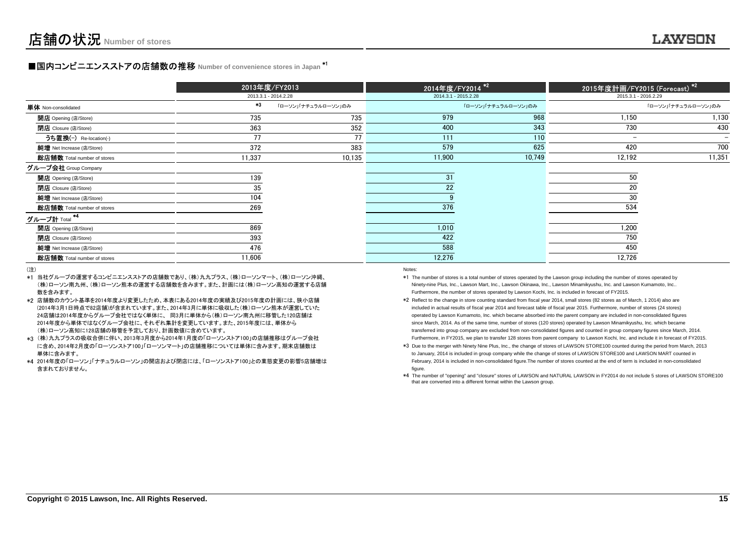# 店舗の状況 Number of stores

## ■国内コンビニエンスストアの店舗数の推移 Number of convenience stores in Japan *1

| | 2013年度/FY2013 2013.3.1 - 2014.2.28 | | 2014年度/FY2014 *2 2014.3.1 - 2015.2.28 | | 2015年度計画/FY2015 (Forecast) *2 2015.3.1 - 2016.2.29 | |
|---|---|---|---|---|---|---|
| **単体** Non-consolidated | *3 | 「ローソン」「ナチュラルローソン」のみ | | 「ローソン」「ナチュラルローソン」のみ | | 「ローソン」「ナチュラルローソン」のみ |
| **開店** Opening (店/Store) | 735 | 735 | 979 | 968 | 1,150 | 1,130 |
| **閉店** Closure (店/Store) | 363 | 352 | 400 | 343 | 730 | 430 |
| **うち置換(-)** Re-location(-) | 77 | 77 | 111 | 110 | – | – |
| **純増** Net increase (店/Store) | 372 | 383 | 579 | 625 | 420 | 700 |
| **総店舗数** Total number of stores | 11,337 | 10,135 | 11,900 | 10,749 | 12,192 | 11,351 |
| **グループ会社** Group Company | | | | | | |
| **開店** Opening (店/Store) | 139 | | 31 | | 50 | |
| **閉店** Closure (店/Store) | 35 | | 22 | | 20 | |
| **純増** Net increase (店/Store) | 104 | | 9 | | 30 | |
| **総店舗数** Total number of stores | 269 | | 376 | | 534 | |
| **グループ計** Total *4 | | | | | | |
| **開店** Opening (店/Store) | 869 | | 1,010 | | 1,200 | |
| **閉店** Closure (店/Store) | 393 | | 422 | | 750 | |
| **純増** Net increase (店/Store) | 476 | | 588 | | 450 | |
| **総店舗数** Total number of stores | 11,606 | | 12,276 | | 12,726 | |

（注）

*1 当社グループの運営するコンビニエンスストアの店舗数であり、(株)九九プラス、(株)ローソンマート、(株)ローソン沖縄、(株)ローソン南九州、(株)ローソン熊本の運営する店舗数を含みます。また、計画には(株)ローソン高知の運営する店舗数を含みます。

*2 店舗数のカウント基準を2014年度より変更したため、本表にある2014年度の実績及び2015年度の計画には、狭小店舗(2014年3月1日時点で82店舗)が含まれています。また、2014年3月に単体に吸収した(株)ローソン熊本が運営していた24店舗は2014年度からグループ会社ではなく単体に、同3月に単体から(株)ローソン南九州に移管した120店舗は2014年度から単体ではなくグループ会社に、それぞれ集計を変更しています。また、2015年度には、単体から(株)ローソン高知に128店舗の移管を予定しており、計画数値に含めています。

*3 (株)九九プラスの吸収合併に伴い、2013年3月度から2014年1月度の「ローソンストア100」の店舗推移はグループ会社に含め、2014年2月度の「ローソンストア100」「ローソンマート」の店舗推移については単体に含みます。期末店舗数は単体に含みます。

*4 2014年度の「ローソン」「ナチュラルローソン」の開店および閉店には、「ローソンストア100」との業態変更の影響5店舗増は含まれておりません。

Notes:

*1 The number of stores is a total number of stores operated by the Lawson group including the number of stores operated by Ninety-nine Plus, Inc., Lawson Mart, Inc., Lawson Okinawa, Inc., Lawson Minamikyushu, Inc. and Lawson Kumamoto, Inc.. Furthermore, the number of stores operated by Lawson Kochi, Inc. is included in forecast of FY2015.

*2 Reflect to the change in store counting standard from fiscal year 2014, small stores (82 stores as of March, 1 2014) also are included in actual results of fiscal year 2014 and forecast table of fiscal year 2015. Furthermore, number of stores (24 stores) operated by Lawson Kumamoto, Inc. which became absorbed into the parent company are included in non-consolidated figures since March, 2014. As of the same time, number of stores (120 stores) operated by Lawson Minamikyushu, Inc. which became transferred into group company are excluded from non-consolidated figures and counted in group company figures since March, 2014. Furthermore, in FY2015, we plan to transfer 128 stores from parent company to Lawson Kochi, Inc. and include it in forecast of FY2015.

*3 Due to the merger with Ninety Nine Plus, Inc., the change of stores of LAWSON STORE100 counted during the period from March, 2013 to January, 2014 is included in group company while the change of stores of LAWSON STORE100 and LAWSON MART counted in February, 2014 is included in non-consolidated figure.The number of stores counted at the end of term is included in non-consolidated figure.

*4 The number of "opening" and "closure" stores of LAWSON and NATURAL LAWSON in FY2014 do not include 5 stores of LAWSON STORE100 that are converted into a different format within the Lawson group.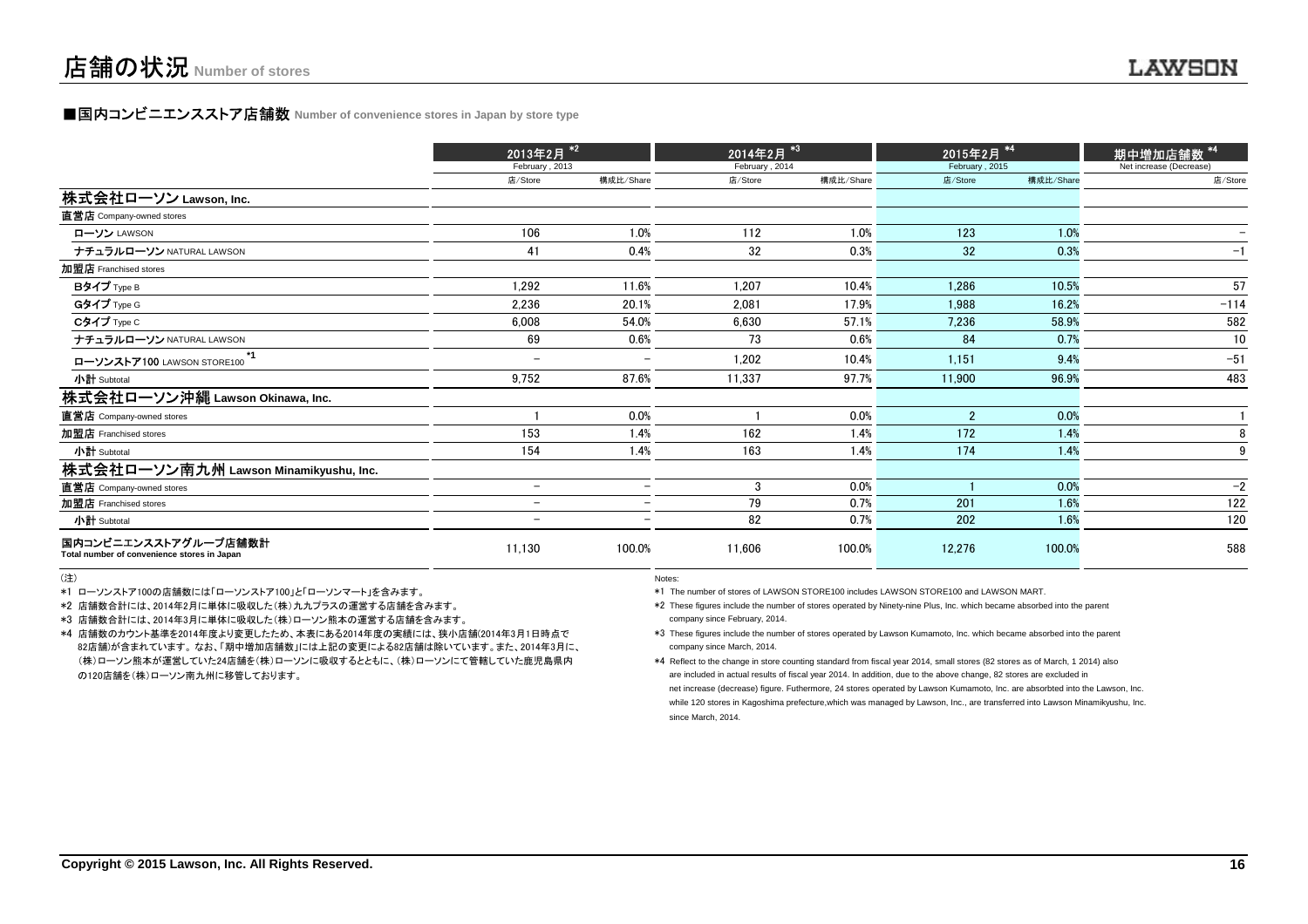# 店舗の状況 Number of stores

## ■国内コンビニエンスストア店舗数 Number of convenience stores in Japan by store type

| | 2013年2月 *2 February, 2013 | | 2014年2月 *3 February, 2014 | | 2015年2月 *4 February, 2015 | | 期中増加店舗数 *4 Net increase (Decrease) |
|---|---|---|---|---|---|---|---|
| | 店/Store | 構成比/Share | 店/Store | 構成比/Share | 店/Store | 構成比/Share | 店/Store |
| **株式会社ローソン Lawson, Inc.** | | | | | | | |
| **直営店** Company-owned stores | | | | | | | |
| **ローソン** LAWSON | 106 | 1.0% | 112 | 1.0% | 123 | 1.0% | − |
| **ナチュラルローソン** NATURAL LAWSON | 41 | 0.4% | 32 | 0.3% | 32 | 0.3% | −1 |
| **加盟店** Franchised stores | | | | | | | |
| **Bタイプ** Type B | 1,292 | 11.6% | 1,207 | 10.4% | 1,286 | 10.5% | 57 |
| **Gタイプ** Type G | 2,236 | 20.1% | 2,081 | 17.9% | 1,988 | 16.2% | −114 |
| **Cタイプ** Type C | 6,008 | 54.0% | 6,630 | 57.1% | 7,236 | 58.9% | 582 |
| **ナチュラルローソン** NATURAL LAWSON | 69 | 0.6% | 73 | 0.6% | 84 | 0.7% | 10 |
| **ローソンストア100** LAWSON STORE100 *1 | − | − | 1,202 | 10.4% | 1,151 | 9.4% | −51 |
| **小計** Subtotal | 9,752 | 87.6% | 11,337 | 97.7% | 11,900 | 96.9% | 483 |
| **株式会社ローソン沖縄 Lawson Okinawa, Inc.** | | | | | | | |
| **直営店** Company-owned stores | 1 | 0.0% | 1 | 0.0% | 2 | 0.0% | 1 |
| **加盟店** Franchised stores | 153 | 1.4% | 162 | 1.4% | 172 | 1.4% | 8 |
| **小計** Subtotal | 154 | 1.4% | 163 | 1.4% | 174 | 1.4% | 9 |
| **株式会社ローソン南九州 Lawson Minamikyushu, Inc.** | | | | | | | |
| **直営店** Company-owned stores | − | − | 3 | 0.0% | 1 | 0.0% | −2 |
| **加盟店** Franchised stores | − | − | 79 | 0.7% | 201 | 1.6% | 122 |
| **小計** Subtotal | − | − | 82 | 0.7% | 202 | 1.6% | 120 |
| **国内コンビニエンスストアグループ店舗数計** Total number of convenience stores in Japan | 11,130 | 100.0% | 11,606 | 100.0% | 12,276 | 100.0% | 588 |

（注）

*1 ローソンストア100の店舗数には「ローソンストア100」と「ローソンマート」を含みます。

*2 店舗数合計には、2014年2月に単体に吸収した（株）九九プラスの運営する店舗を含みます。

*3 店舗数合計には、2014年3月に単体に吸収した（株）ローソン熊本の運営する店舗を含みます。

*4 店舗数のカウント基準を2014年度より変更したため、本表にある2014年度の実績には、狭小店舗(2014年3月1日時点で82店舗)が含まれています。なお、「期中増加店舗数」には上記の変更による82店舗は除いています。また、2014年3月に、（株）ローソン熊本が運営していた24店舗を（株）ローソンに吸収するとともに、（株）ローソンにて管轄していた鹿児島県内の120店舗を（株）ローソン南九州に移管しております。

Notes:

*1 The number of stores of LAWSON STORE100 includes LAWSON STORE100 and LAWSON MART.

*2 These figures include the number of stores operated by Ninety-nine Plus, Inc. which became absorbed into the parent company since February, 2014.

*3 These figures include the number of stores operated by Lawson Kumamoto, Inc. which became absorbed into the parent company since March, 2014.

*4 Reflect to the change in store counting standard from fiscal year 2014, small stores (82 stores as of March, 1 2014) also are included in actual results of fiscal year 2014. In addition, due to the above change, 82 stores are excluded in net increase (decrease) figure. Futhermore, 24 stores operated by Lawson Kumamoto, Inc. are absorbted into the Lawson, Inc. while 120 stores in Kagoshima prefecture,which was managed by Lawson, Inc., are transferred into Lawson Minamikyushu, Inc. since March, 2014.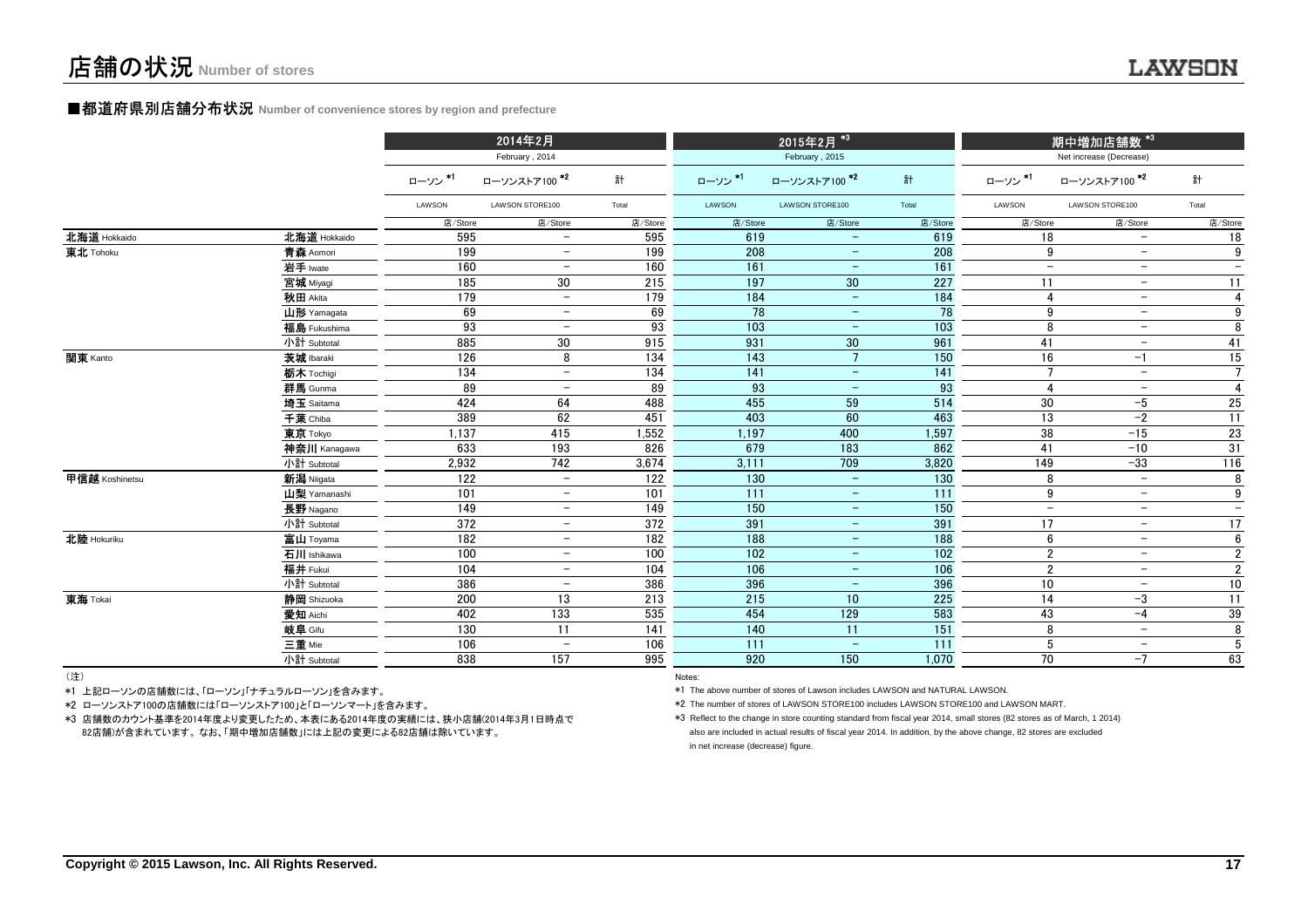# 店舗の状況 Number of stores

LAWSON

## ■都道府県別店舗分布状況 Number of convenience stores by region and prefecture

| | | 2014年2月 February, 2014 | | | 2015年2月 *3 February, 2015 | | | 期中増加店舗数 *3 Net increase (Decrease) | | |
|---|---|---|---|---|---|---|---|---|---|---|
| | | ローソン *1 LAWSON | ローソンストア100 *2 LAWSON STORE100 | 計 Total | ローソン *1 LAWSON | ローソンストア100 *2 LAWSON STORE100 | 計 Total | ローソン *1 LAWSON | ローソンストア100 *2 LAWSON STORE100 | 計 Total |
| | | 店/Store | 店/Store | 店/Store | 店/Store | 店/Store | 店/Store | 店/Store | 店/Store | 店/Store |
| 北海道 Hokkaido | 北海道 Hokkaido | 595 | − | 595 | 619 | − | 619 | 18 | − | 18 |
| 東北 Tohoku | 青森 Aomori | 199 | − | 199 | 208 | − | 208 | 9 | − | 9 |
| | 岩手 Iwate | 160 | − | 160 | 161 | − | 161 | − | − | − |
| | 宮城 Miyagi | 185 | 30 | 215 | 197 | 30 | 227 | 11 | − | 11 |
| | 秋田 Akita | 179 | − | 179 | 184 | − | 184 | 4 | − | 4 |
| | 山形 Yamagata | 69 | − | 69 | 78 | − | 78 | 9 | − | 9 |
| | 福島 Fukushima | 93 | − | 93 | 103 | − | 103 | 8 | − | 8 |
| | 小計 Subtotal | 885 | 30 | 915 | 931 | 30 | 961 | 41 | − | 41 |
| 関東 Kanto | 茨城 Ibaraki | 126 | 8 | 134 | 143 | 7 | 150 | 16 | −1 | 15 |
| | 栃木 Tochigi | 134 | − | 134 | 141 | − | 141 | 7 | − | 7 |
| | 群馬 Gunma | 89 | − | 89 | 93 | − | 93 | 4 | − | 4 |
| | 埼玉 Saitama | 424 | 64 | 488 | 455 | 59 | 514 | 30 | −5 | 25 |
| | 千葉 Chiba | 389 | 62 | 451 | 403 | 60 | 463 | 13 | −2 | 11 |
| | 東京 Tokyo | 1,137 | 415 | 1,552 | 1,197 | 400 | 1,597 | 38 | −15 | 23 |
| | 神奈川 Kanagawa | 633 | 193 | 826 | 679 | 183 | 862 | 41 | −10 | 31 |
| | 小計 Subtotal | 2,932 | 742 | 3,674 | 3,111 | 709 | 3,820 | 149 | −33 | 116 |
| 甲信越 Koshinetsu | 新潟 Niigata | 122 | − | 122 | 130 | − | 130 | 8 | − | 8 |
| | 山梨 Yamanashi | 101 | − | 101 | 111 | − | 111 | 9 | − | 9 |
| | 長野 Nagano | 149 | − | 149 | 150 | − | 150 | − | − | − |
| | 小計 Subtotal | 372 | − | 372 | 391 | − | 391 | 17 | − | 17 |
| 北陸 Hokuriku | 富山 Toyama | 182 | − | 182 | 188 | − | 188 | 6 | − | 6 |
| | 石川 Ishikawa | 100 | − | 100 | 102 | − | 102 | 2 | − | 2 |
| | 福井 Fukui | 104 | − | 104 | 106 | − | 106 | 2 | − | 2 |
| | 小計 Subtotal | 386 | − | 386 | 396 | − | 396 | 10 | − | 10 |
| 東海 Tokai | 静岡 Shizuoka | 200 | 13 | 213 | 215 | 10 | 225 | 14 | −3 | 11 |
| | 愛知 Aichi | 402 | 133 | 535 | 454 | 129 | 583 | 43 | −4 | 39 |
| | 岐阜 Gifu | 130 | 11 | 141 | 140 | 11 | 151 | 8 | − | 8 |
| | 三重 Mie | 106 | − | 106 | 111 | − | 111 | 5 | − | 5 |
| | 小計 Subtotal | 838 | 157 | 995 | 920 | 150 | 1,070 | 70 | −7 | 63 |

（注）

*1 上記ローソンの店舗数には、「ローソン」「ナチュラルローソン」を含みます。

*2 ローソンストア100の店舗数には「ローソンストア100」と「ローソンマート」を含みます。

*3 店舗数のカウント基準を2014年度より変更したため、本表にある2014年度の実績には、狭小店舗(2014年3月1日時点で82店舗)が含まれています。なお、「期中増加店舗数」には上記の変更による82店舗は除いています。

Notes:

*1 The above number of stores of Lawson includes LAWSON and NATURAL LAWSON.

*2 The number of stores of LAWSON STORE100 includes LAWSON STORE100 and LAWSON MART.

*3 Reflect to the change in store counting standard from fiscal year 2014, small stores (82 stores as of March, 1 2014) also are included in actual results of fiscal year 2014. In addition, by the above change, 82 stores are excluded in net increase (decrease) figure.

Copyright © 2015 Lawson, Inc. All Rights Reserved.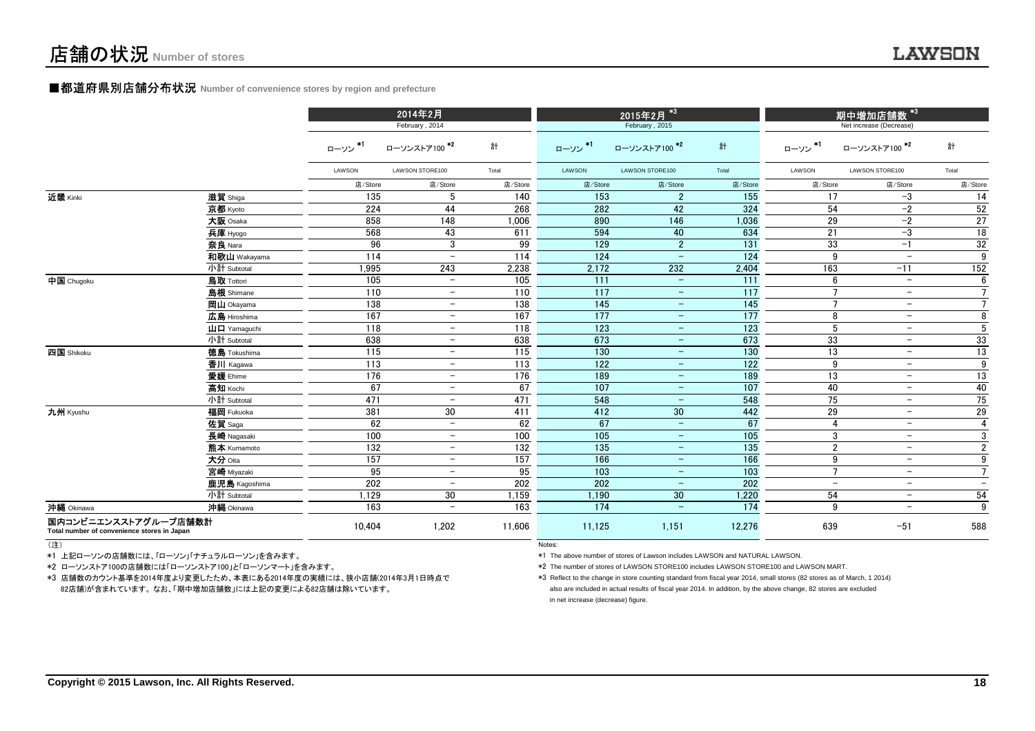# 店舗の状況 Number of stores

## ■都道府県別店舗分布状況 Number of convenience stores by region and prefecture

| | | 2014年2月 February, 2014 | | | 2015年2月 *3 February, 2015 | | | 期中増加店舗数 *3 Net increase (Decrease) | | |
|---|---|---|---|---|---|---|---|---|---|---|
| | | ローソン *1 LAWSON | ローソンストア100 *2 LAWSON STORE100 | 計 Total | ローソン *1 LAWSON | ローソンストア100 *2 LAWSON STORE100 | 計 Total | ローソン *1 LAWSON | ローソンストア100 *2 LAWSON STORE100 | 計 Total |
| | | 店/Store | 店/Store | 店/Store | 店/Store | 店/Store | 店/Store | 店/Store | 店/Store | 店/Store |
| 近畿 Kinki | 滋賀 Shiga | 135 | 5 | 140 | 153 | 2 | 155 | 17 | −3 | 14 |
| | 京都 Kyoto | 224 | 44 | 268 | 282 | 42 | 324 | 54 | −2 | 52 |
| | 大阪 Osaka | 858 | 148 | 1,006 | 890 | 146 | 1,036 | 29 | −2 | 27 |
| | 兵庫 Hyogo | 568 | 43 | 611 | 594 | 40 | 634 | 21 | −3 | 18 |
| | 奈良 Nara | 96 | 3 | 99 | 129 | 2 | 131 | 33 | −1 | 32 |
| | 和歌山 Wakayama | 114 | − | 114 | 124 | − | 124 | 9 | − | 9 |
| | 小計 Subtotal | 1,995 | 243 | 2,238 | 2,172 | 232 | 2,404 | 163 | −11 | 152 |
| 中国 Chugoku | 鳥取 Tottori | 105 | − | 105 | 111 | − | 111 | 6 | − | 6 |
| | 島根 Shimane | 110 | − | 110 | 117 | − | 117 | 7 | − | 7 |
| | 岡山 Okayama | 138 | − | 138 | 145 | − | 145 | 7 | − | 7 |
| | 広島 Hiroshima | 167 | − | 167 | 177 | − | 177 | 8 | − | 8 |
| | 山口 Yamaguchi | 118 | − | 118 | 123 | − | 123 | 5 | − | 5 |
| | 小計 Subtotal | 638 | − | 638 | 673 | − | 673 | 33 | − | 33 |
| 四国 Shikoku | 徳島 Tokushima | 115 | − | 115 | 130 | − | 130 | 13 | − | 13 |
| | 香川 Kagawa | 113 | − | 113 | 122 | − | 122 | 9 | − | 9 |
| | 愛媛 Ehime | 176 | − | 176 | 189 | − | 189 | 13 | − | 13 |
| | 高知 Kochi | 67 | − | 67 | 107 | − | 107 | 40 | − | 40 |
| | 小計 Subtotal | 471 | − | 471 | 548 | − | 548 | 75 | − | 75 |
| 九州 Kyushu | 福岡 Fukuoka | 381 | 30 | 411 | 412 | 30 | 442 | 29 | − | 29 |
| | 佐賀 Saga | 62 | − | 62 | 67 | − | 67 | 4 | − | 4 |
| | 長崎 Nagasaki | 100 | − | 100 | 105 | − | 105 | 3 | − | 3 |
| | 熊本 Kumamoto | 132 | − | 132 | 135 | − | 135 | 2 | − | 2 |
| | 大分 Oita | 157 | − | 157 | 166 | − | 166 | 9 | − | 9 |
| | 宮崎 Miyazaki | 95 | − | 95 | 103 | − | 103 | 7 | − | 7 |
| | 鹿児島 Kagoshima | 202 | − | 202 | 202 | − | 202 | − | − | − |
| | 小計 Subtotal | 1,129 | 30 | 1,159 | 1,190 | 30 | 1,220 | 54 | − | 54 |
| 沖縄 Okinawa | 沖縄 Okinawa | 163 | − | 163 | 174 | − | 174 | 9 | − | 9 |
| 国内コンビニエンスストアグループ店舗数計 Total number of convenience stores in Japan | | 10,404 | 1,202 | 11,606 | 11,125 | 1,151 | 12,276 | 639 | −51 | 588 |

（注）

*1 上記ローソンの店舗数には、「ローソン」「ナチュラルローソン」を含みます。

*2 ローソンストア100の店舗数には「ローソンストア100」と「ローソンマート」を含みます。

*3 店舗数のカウント基準を2014年度より変更したため、本表にある2014年度の実績には、狭小店舗(2014年3月1日時点で82店舗)が含まれています。なお、「期中増加店舗数」には上記の変更による82店舗は除いています。

Notes:

*1 The above number of stores of Lawson includes LAWSON and NATURAL LAWSON.

*2 The number of stores of LAWSON STORE100 includes LAWSON STORE100 and LAWSON MART.

*3 Reflect to the change in store counting standard from fiscal year 2014, small stores (82 stores as of March, 1 2014) also are included in actual results of fiscal year 2014. In addition, by the above change, 82 stores are excluded in net increase (decrease) figure.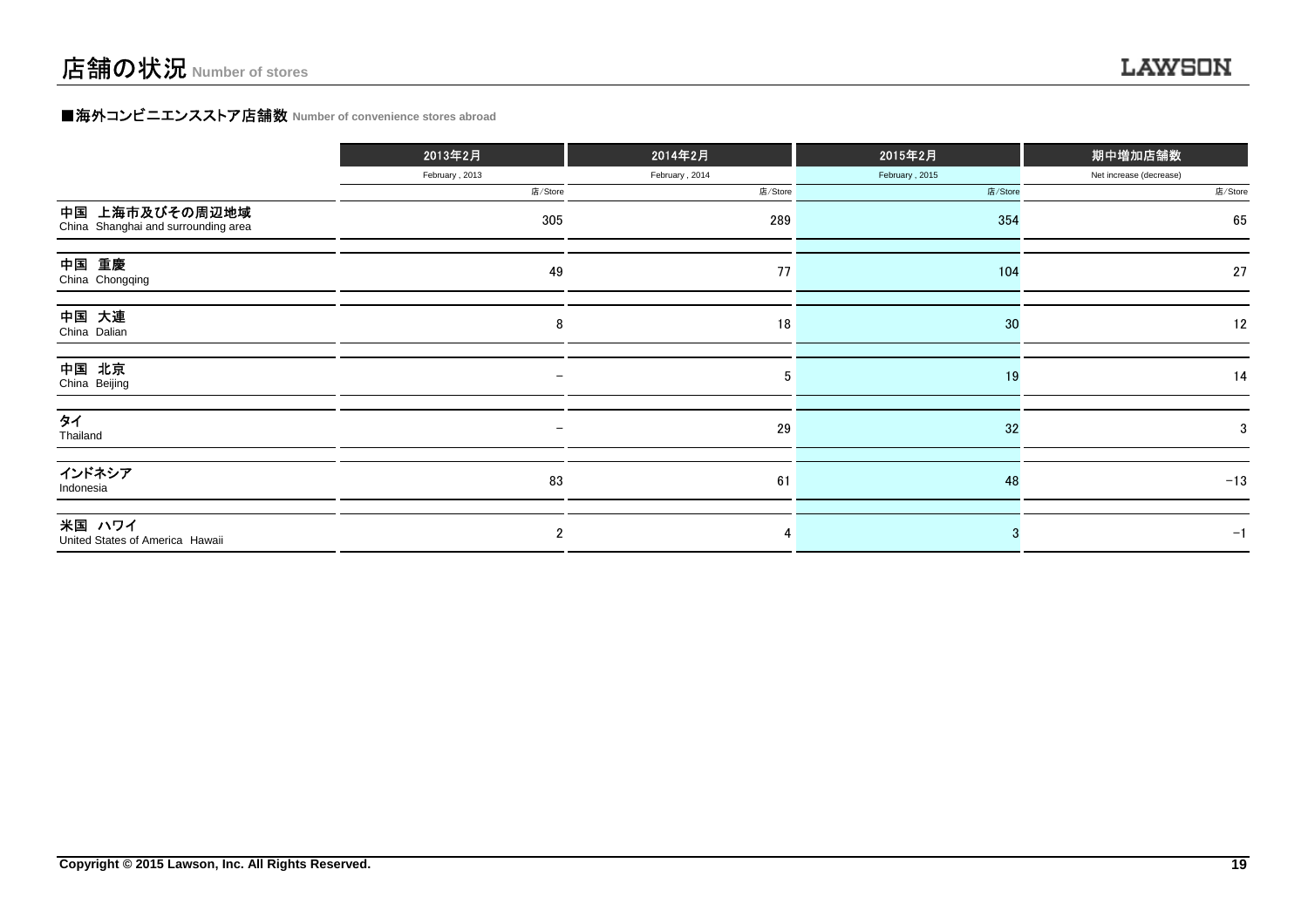# 店舗の状況 Number of stores

## ■海外コンビニエンスストア店舗数 Number of convenience stores abroad

| | 2013年2月<br>February , 2013<br>店/Store | 2014年2月<br>February , 2014<br>店/Store | 2015年2月<br>February , 2015<br>店/Store | 期中増加店舗数<br>Net increase (decrease)<br>店/Store |
|---|---|---|---|---|
| 中国 上海市及びその周辺地域<br>China Shanghai and surrounding area | 305 | 289 | 354 | 65 |
| 中国 重慶<br>China Chongqing | 49 | 77 | 104 | 27 |
| 中国 大連<br>China Dalian | 8 | 18 | 30 | 12 |
| 中国 北京<br>China Beijing | − | 5 | 19 | 14 |
| タイ<br>Thailand | − | 29 | 32 | 3 |
| インドネシア<br>Indonesia | 83 | 61 | 48 | −13 |
| 米国 ハワイ<br>United States of America Hawaii | 2 | 4 | 3 | −1 |

Copyright © 2015 Lawson, Inc. All Rights Reserved.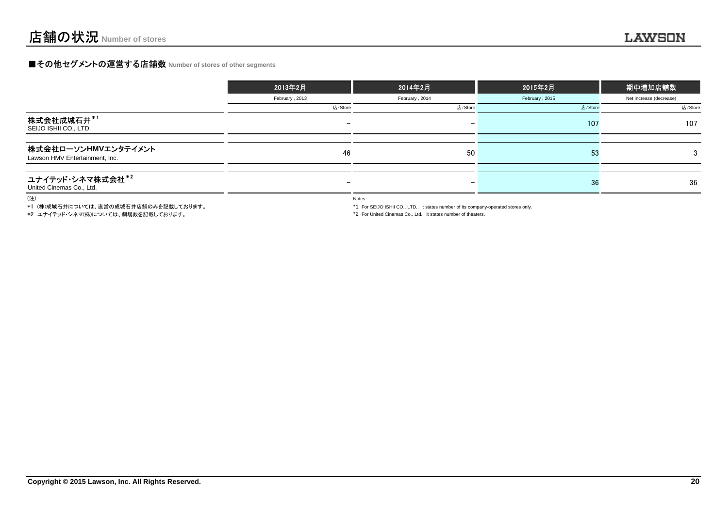# 店舗の状況 Number of stores

## ■その他セグメントの運営する店舗数 Number of stores of other segments

| | 2013年2月 February , 2013 | 2014年2月 February , 2014 | 2015年2月 February , 2015 | 期中増加店舗数 Net increase (decrease) |
|---|---|---|---|---|
| | 店/Store | 店/Store | 店/Store | 店/Store |
| 株式会社成城石井*1 SEIJO ISHII CO., LTD. | − | − | 107 | 107 |
| 株式会社ローソンHMVエンタテイメント Lawson HMV Entertainment, Inc. | 46 | 50 | 53 | 3 |
| ユナイテッド・シネマ株式会社*2 United Cinemas Co., Ltd. | − | − | 36 | 36 |

(注)

*1 (株)成城石井については、直営の成城石井店舗のみを記載しております。

*2 ユナイテッド・シネマ(株)については、劇場数を記載しております。

Notes:

*1 For SEIJO ISHII CO., LTD., it states number of its company-operated stores only.

*2 For United Cinemas Co., Ltd., it states number of theaters.

Copyright © 2015 Lawson, Inc. All Rights Reserved.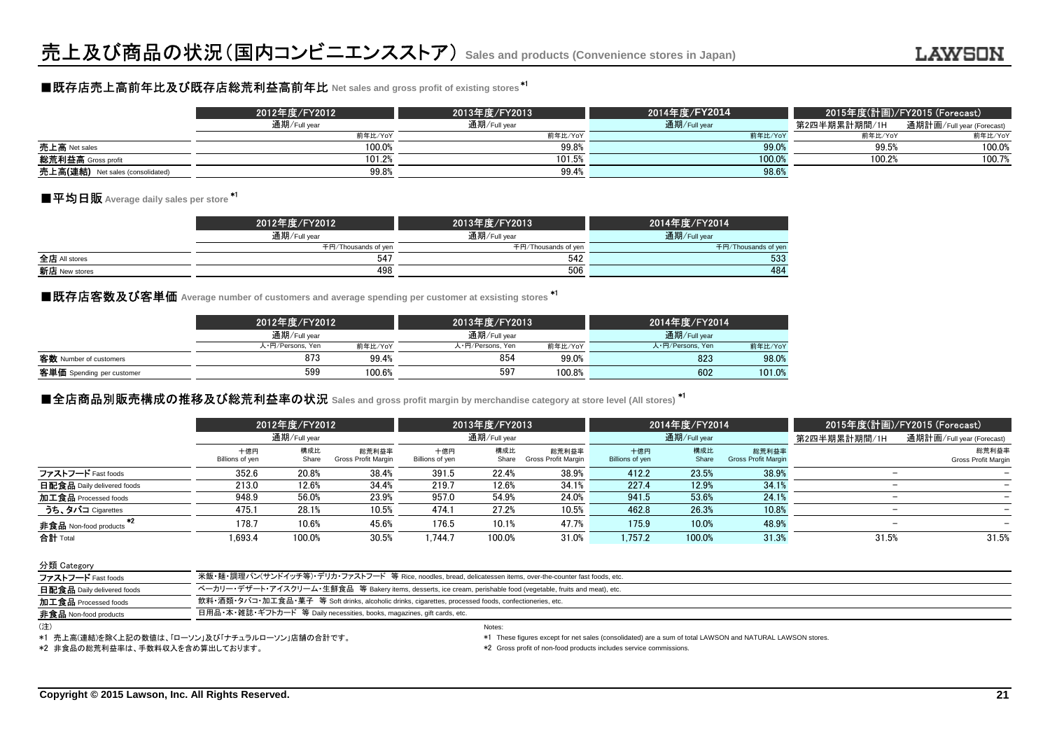# 売上及び商品の状況（国内コンビニエンスストア） Sales and products (Convenience stores in Japan)

## ■既存店売上高前年比及び既存店総荒利益高前年比 Net sales and gross profit of existing stores *1

| | 2012年度/FY2012 | 2013年度/FY2013 | 2014年度/FY2014 | 2015年度(計画)/FY2015 (Forecast) | |
|---|---|---|---|---|---|
| | 通期/Full year | 通期/Full year | 通期/Full year | 第2四半期累計期間/1H | 通期計画/Full year (Forecast) |
| | 前年比/YoY | 前年比/YoY | 前年比/YoY | 前年比/YoY | 前年比/YoY |
| 売上高 Net sales | 100.0% | 99.8% | 99.0% | 99.5% | 100.0% |
| 総荒利益高 Gross profit | 101.2% | 101.5% | 100.0% | 100.2% | 100.7% |
| 売上高(連結) Net sales (consolidated) | 99.8% | 99.4% | 98.6% | | |

## ■平均日販 Average daily sales per store *1

| | 2012年度/FY2012 | 2013年度/FY2013 | 2014年度/FY2014 |
|---|---|---|---|
| | 通期/Full year | 通期/Full year | 通期/Full year |
| | 千円/Thousands of yen | 千円/Thousands of yen | 千円/Thousands of yen |
| 全店 All stores | 547 | 542 | 533 |
| 新店 New stores | 498 | 506 | 484 |

## ■既存店客数及び客単価 Average number of customers and average spending per customer at exsisting stores *1

| | 2012年度/FY2012 | | 2013年度/FY2013 | | 2014年度/FY2014 | |
|---|---|---|---|---|---|---|
| | 通期/Full year | | 通期/Full year | | 通期/Full year | |
| | 人・円/Persons, Yen | 前年比/YoY | 人・円/Persons, Yen | 前年比/YoY | 人・円/Persons, Yen | 前年比/YoY |
| 客数 Number of customers | 873 | 99.4% | 854 | 99.0% | 823 | 98.0% |
| 客単価 Spending per customer | 599 | 100.6% | 597 | 100.8% | 602 | 101.0% |

## ■全店商品別販売構成の推移及び総荒利益率の状況 Sales and gross profit margin by merchandise category at store level (All stores) *1

| | 2012年度/FY2012 | | | 2013年度/FY2013 | | | 2014年度/FY2014 | | | 2015年度(計画)/FY2015 (Forecast) | |
|---|---|---|---|---|---|---|---|---|---|---|---|
| | 通期/Full year | | | 通期/Full year | | | 通期/Full year | | | 第2四半期累計期間/1H | 通期計画/Full year (Forecast) |
| | 十億円 Billions of yen | 構成比 Share | 総荒利益率 Gross Profit Margin | 十億円 Billions of yen | 構成比 Share | 総荒利益率 Gross Profit Margin | 十億円 Billions of yen | 構成比 Share | 総荒利益率 Gross Profit Margin | | 総荒利益率 Gross Profit Margin |
| ファストフード Fast foods | 352.6 | 20.8% | 38.4% | 391.5 | 22.4% | 38.9% | 412.2 | 23.5% | 38.9% | − | − |
| 日配食品 Daily delivered foods | 213.0 | 12.6% | 34.4% | 219.7 | 12.6% | 34.1% | 227.4 | 12.9% | 34.1% | − | − |
| 加工食品 Processed foods | 948.9 | 56.0% | 23.9% | 957.0 | 54.9% | 24.0% | 941.5 | 53.6% | 24.1% | − | − |
| うち、タバコ Cigarettes | 475.1 | 28.1% | 10.5% | 474.1 | 27.2% | 10.5% | 462.8 | 26.3% | 10.8% | − | − |
| 非食品 Non-food products *2 | 178.7 | 10.6% | 45.6% | 176.5 | 10.1% | 47.7% | 175.9 | 10.0% | 48.9% | − | − |
| 合計 Total | 1,693.4 | 100.0% | 30.5% | 1,744.7 | 100.0% | 31.0% | 1,757.2 | 100.0% | 31.3% | 31.5% | 31.5% |

分類 Category

| | |
|---|---|
| ファストフード Fast foods | 米飯・麺・調理パン(サンドイッチ等)・デリカ・ファストフード 等 Rice, noodles, bread, delicatessen items, over-the-counter fast foods, etc. |
| 日配食品 Daily delivered foods | ベーカリー・デザート・アイスクリーム・生鮮食品 等 Bakery items, desserts, ice cream, perishable food (vegetable, fruits and meat), etc. |
| 加工食品 Processed foods | 飲料・酒類・タバコ・加工食品・菓子 等 Soft drinks, alcoholic drinks, cigarettes, processed foods, confectioneries, etc. |
| 非食品 Non-food products | 日用品・本・雑誌・ギフトカード 等 Daily necessities, books, magazines, gift cards, etc. |

(注)

*1 売上高(連結)を除く上記の数値は、「ローソン」及び「ナチュラルローソン」店舗の合計です。

*2 非食品の総荒利益率は、手数料収入を含め算出しております。

Notes:

*1 These figures except for net sales (consolidated) are a sum of total LAWSON and NATURAL LAWSON stores.

*2 Gross profit of non-food products includes service commissions.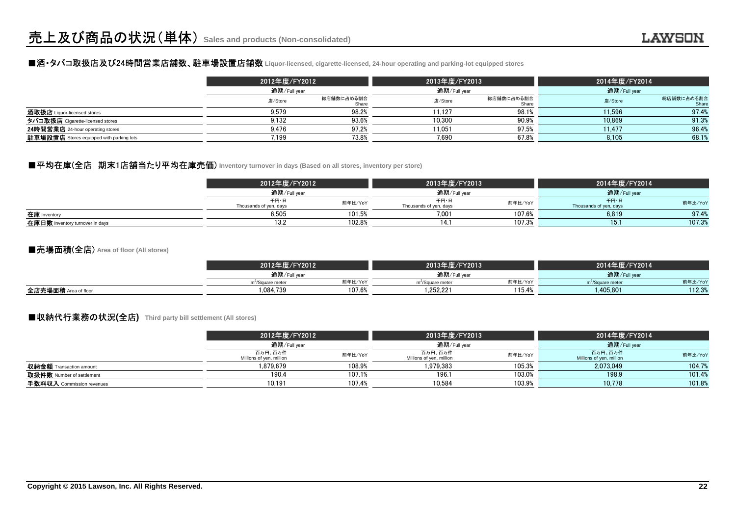# 売上及び商品の状況（単体） Sales and products (Non-consolidated)

## ■酒・タバコ取扱店及び24時間営業店舗数、駐車場設置店舗数 Liquor-licensed, cigarette-licensed, 24-hour operating and parking-lot equipped stores

| | 2012年度/FY2012 | | 2013年度/FY2013 | | 2014年度/FY2014 | |
|---|---|---|---|---|---|---|
| | 通期/Full year | | 通期/Full year | | 通期/Full year | |
| | 店/Store | 総店舗数に占める割合 Share | 店/Store | 総店舗数に占める割合 Share | 店/Store | 総店舗数に占める割合 Share |
| **酒取扱店** Liquor-licensed stores | 9,579 | 98.2% | 11,127 | 98.1% | 11,596 | 97.4% |
| **タバコ取扱店** Cigarette-licensed stores | 9,132 | 93.6% | 10,300 | 90.9% | 10,869 | 91.3% |
| **24時間営業店** 24-hour operating stores | 9,476 | 97.2% | 11,051 | 97.5% | 11,477 | 96.4% |
| **駐車場設置店** Stores equipped with parking lots | 7,199 | 73.8% | 7,690 | 67.8% | 8,105 | 68.1% |

## ■平均在庫(全店　期末1店舗当たり平均在庫売価) Inventory turnover in days (Based on all stores, inventory per store)

| | 2012年度/FY2012 | | 2013年度/FY2013 | | 2014年度/FY2014 | |
|---|---|---|---|---|---|---|
| | 通期/Full year | | 通期/Full year | | 通期/Full year | |
| | 千円・日 Thousands of yen, days | 前年比/YoY | 千円・日 Thousands of yen, days | 前年比/YoY | 千円・日 Thousands of yen, days | 前年比/YoY |
| **在庫** Inventory | 6,505 | 101.5% | 7,001 | 107.6% | 6,819 | 97.4% |
| **在庫日数** Inventory turnover in days | 13.2 | 102.8% | 14.1 | 107.3% | 15.1 | 107.3% |

## ■売場面積(全店) Area of floor (All stores)

| | 2012年度/FY2012 | | 2013年度/FY2013 | | 2014年度/FY2014 | |
|---|---|---|---|---|---|---|
| | 通期/Full year | | 通期/Full year | | 通期/Full year | |
| | $m^2$/Square meter | 前年比/YoY | $m^2$/Square meter | 前年比/YoY | $m^2$/Square meter | 前年比/YoY |
| **全店売場面積** Area of floor | 1,084,739 | 107.6% | 1,252,221 | 115.4% | 1,405,801 | 112.3% |

## ■収納代行業務の状況(全店) Third party bill settlement (All stores)

| | 2012年度/FY2012 | | 2013年度/FY2013 | | 2014年度/FY2014 | |
|---|---|---|---|---|---|---|
| | 通期/Full year | | 通期/Full year | | 通期/Full year | |
| | 百万円、百万件 Millions of yen, million | 前年比/YoY | 百万円、百万件 Millions of yen, million | 前年比/YoY | 百万円、百万件 Millions of yen, million | 前年比/YoY |
| **収納金額** Transaction amount | 1,879,679 | 108.9% | 1,979,383 | 105.3% | 2,073,049 | 104.7% |
| **取扱件数** Number of settlement | 190.4 | 107.1% | 196.1 | 103.0% | 198.9 | 101.4% |
| **手数料収入** Commission revenues | 10,191 | 107.4% | 10,584 | 103.9% | 10,778 | 101.8% |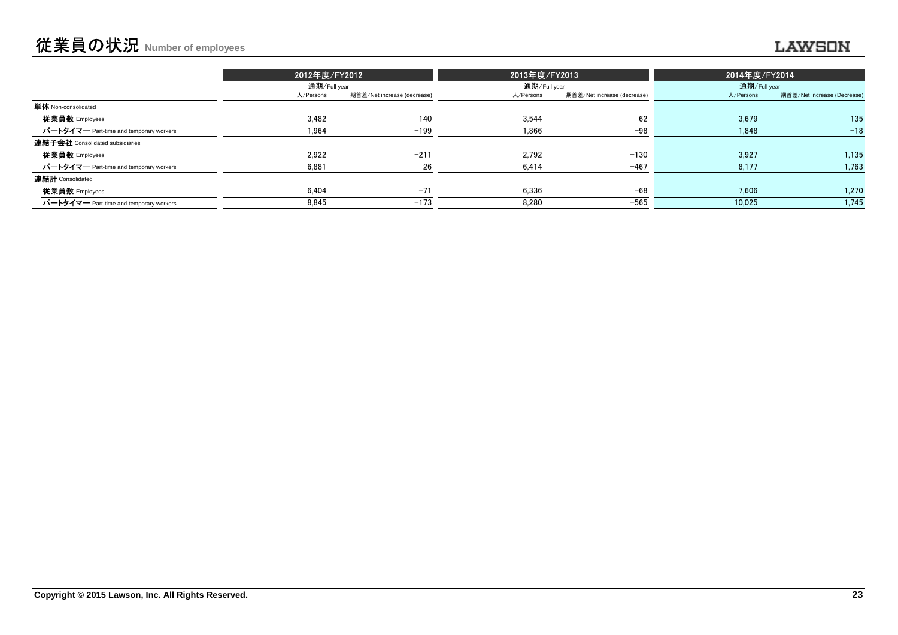# 従業員の状況 Number of employees

| | 2012年度/FY2012 | | 2013年度/FY2013 | | 2014年度/FY2014 | |
|---|---|---|---|---|---|---|
| | 通期/Full year | | 通期/Full year | | 通期/Full year | |
| | 人/Persons | 期首差/Net increase (decrease) | 人/Persons | 期首差/Net increase (decrease) | 人/Persons | 期首差/Net increase (Decrease) |
| **単体** Non-consolidated | | | | | | |
| **従業員数** Employees | 3,482 | 140 | 3,544 | 62 | 3,679 | 135 |
| **パートタイマー** Part-time and temporary workers | 1,964 | −199 | 1,866 | −98 | 1,848 | −18 |
| **連結子会社** Consolidated subsidiaries | | | | | | |
| **従業員数** Employees | 2,922 | −211 | 2,792 | −130 | 3,927 | 1,135 |
| **パートタイマー** Part-time and temporary workers | 6,881 | 26 | 6,414 | −467 | 8,177 | 1,763 |
| **連結計** Consolidated | | | | | | |
| **従業員数** Employees | 6,404 | −71 | 6,336 | −68 | 7,606 | 1,270 |
| **パートタイマー** Part-time and temporary workers | 8,845 | −173 | 8,280 | −565 | 10,025 | 1,745 |

**Copyright © 2015 Lawson, Inc. All Rights Reserved.**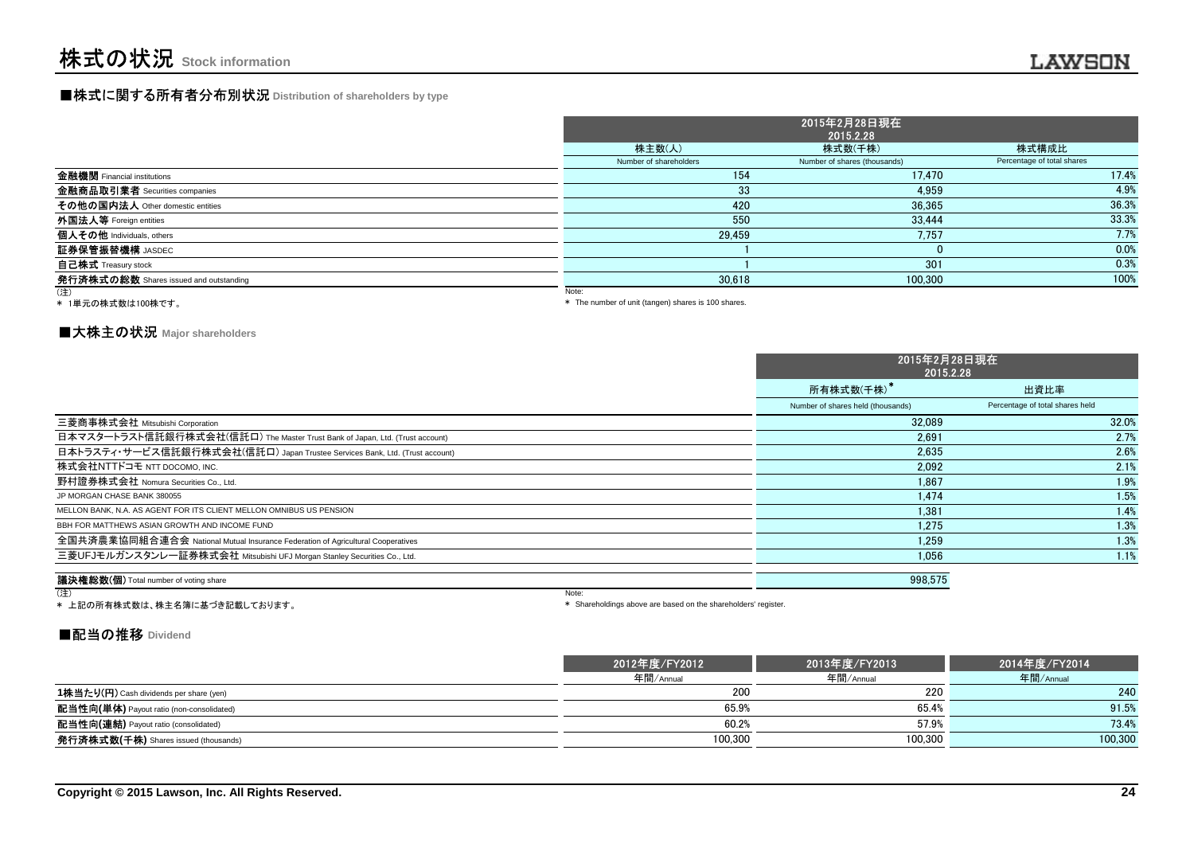# 株式の状況 Stock information

## ■株式に関する所有者分布別状況 Distribution of shareholders by type

| | 2015年2月28日現在 2015.2.28 | | |
|---|---|---|---|
| | 株主数(人) Number of shareholders | 株式数(千株) Number of shares (thousands) | 株式構成比 Percentage of total shares |
| **金融機関** Financial institutions | 154 | 17,470 | 17.4% |
| **金融商品取引業者** Securities companies | 33 | 4,959 | 4.9% |
| **その他の国内法人** Other domestic entities | 420 | 36,365 | 36.3% |
| **外国法人等** Foreign entities | 550 | 33,444 | 33.3% |
| **個人その他** Individuals, others | 29,459 | 7,757 | 7.7% |
| **証券保管振替機構** JASDEC | 1 | 0 | 0.0% |
| **自己株式** Treasury stock | 1 | 301 | 0.3% |
| **発行済株式の総数** Shares issued and outstanding | 30,618 | 100,300 | 100% |

(注)
* 1単元の株式数は100株です。

Note:
* The number of unit (tangen) shares is 100 shares.

## ■大株主の状況 Major shareholders

| | 2015年2月28日現在 2015.2.28 | |
|---|---|---|
| | 所有株式数(千株)* Number of shares held (thousands) | 出資比率 Percentage of total shares held |
| 三菱商事株式会社 Mitsubishi Corporation | 32,089 | 32.0% |
| 日本マスタートラスト信託銀行株式会社(信託口) The Master Trust Bank of Japan, Ltd. (Trust account) | 2,691 | 2.7% |
| 日本トラスティ・サービス信託銀行株式会社(信託口) Japan Trustee Services Bank, Ltd. (Trust account) | 2,635 | 2.6% |
| 株式会社NTTドコモ NTT DOCOMO, INC. | 2,092 | 2.1% |
| 野村證券株式会社 Nomura Securities Co., Ltd. | 1,867 | 1.9% |
| JP MORGAN CHASE BANK 380055 | 1,474 | 1.5% |
| MELLON BANK, N.A. AS AGENT FOR ITS CLIENT MELLON OMNIBUS US PENSION | 1,381 | 1.4% |
| BBH FOR MATTHEWS ASIAN GROWTH AND INCOME FUND | 1,275 | 1.3% |
| 全国共済農業協同組合連合会 National Mutual Insurance Federation of Agricultural Cooperatives | 1,259 | 1.3% |
| 三菱UFJモルガンスタンレー証券株式会社 Mitsubishi UFJ Morgan Stanley Securities Co., Ltd. | 1,056 | 1.1% |
| **議決権総数(個)** Total number of voting share | 998,575 | |

(注)
* 上記の所有株式数は、株主名簿に基づき記載しております。

Note:
* Shareholdings above are based on the shareholders' register.

## ■配当の推移 Dividend

| | 2012年度/FY2012 | 2013年度/FY2013 | 2014年度/FY2014 |
|---|---|---|---|
| | 年間/Annual | 年間/Annual | 年間/Annual |
| **1株当たり(円)** Cash dividends per share (yen) | 200 | 220 | 240 |
| **配当性向(単体)** Payout ratio (non-consolidated) | 65.9% | 65.4% | 91.5% |
| **配当性向(連結)** Payout ratio (consolidated) | 60.2% | 57.9% | 73.4% |
| **発行済株式数(千株)** Shares issued (thousands) | 100,300 | 100,300 | 100,300 |